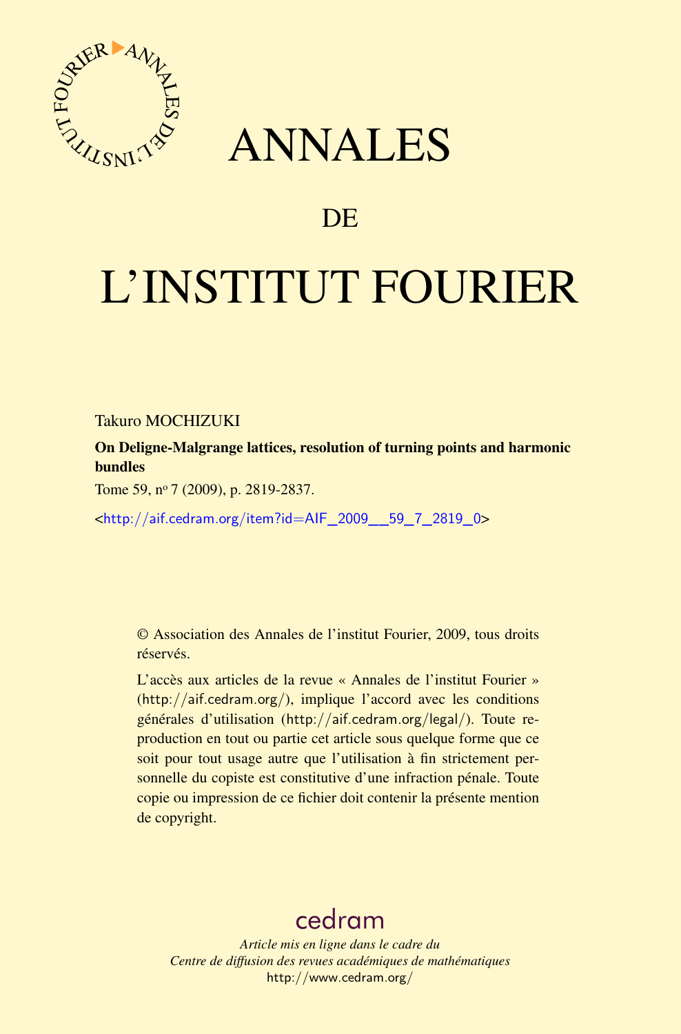# ANNALES

## DE

# L'INSTITUT FOURIER

Takuro MOCHIZUKI

**On Deligne-Malgrange lattices, resolution of turning points and harmonic bundles**

Tome 59, nº 7 (2009), p. 2819-2837.

<http://aif.cedram.org/item?id=AIF_2009__59_7_2819_0>

© Association des Annales de l'institut Fourier, 2009, tous droits réservés.

L'accès aux articles de la revue « Annales de l'institut Fourier » (http://aif.cedram.org/), implique l'accord avec les conditions générales d'utilisation (http://aif.cedram.org/legal/). Toute reproduction en tout ou partie cet article sous quelque forme que ce soit pour tout usage autre que l'utilisation à fin strictement personnelle du copiste est constitutive d'une infraction pénale. Toute copie ou impression de ce fichier doit contenir la présente mention de copyright.

cedram

*Article mis en ligne dans le cadre du*
*Centre de diffusion des revues académiques de mathématiques*
http://www.cedram.org/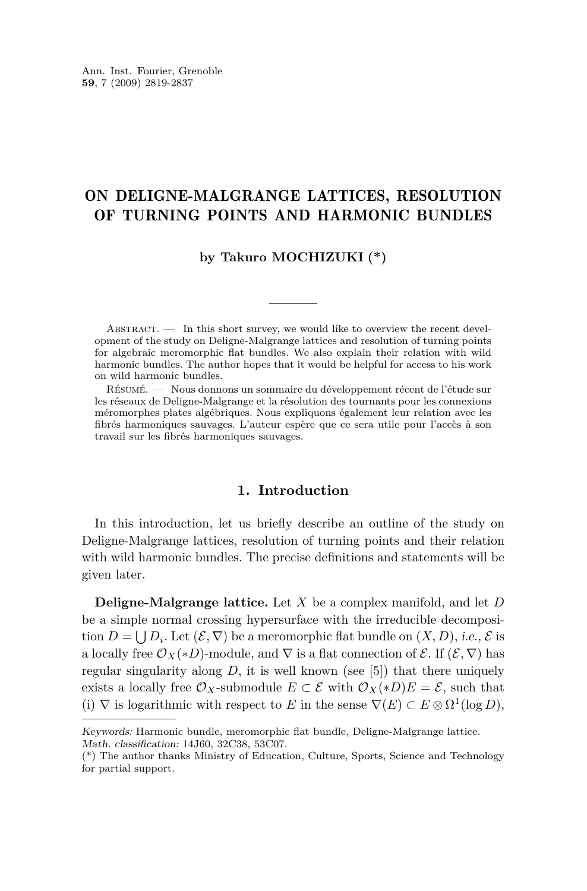# ON DELIGNE-MALGRANGE LATTICES, RESOLUTION OF TURNING POINTS AND HARMONIC BUNDLES

**by Takuro MOCHIZUKI (*)**

Abstract. — In this short survey, we would like to overview the recent development of the study on Deligne-Malgrange lattices and resolution of turning points for algebraic meromorphic flat bundles. We also explain their relation with wild harmonic bundles. The author hopes that it would be helpful for access to his work on wild harmonic bundles.

Résumé. — Nous donnons un sommaire du développement récent de l'étude sur les réseaux de Deligne-Malgrange et la résolution des tournants pour les connexions méromorphes plates algébriques. Nous expliquons également leur relation avec les fibrés harmoniques sauvages. L'auteur espère que ce sera utile pour l'accès à son travail sur les fibrés harmoniques sauvages.

## 1. Introduction

In this introduction, let us briefly describe an outline of the study on Deligne-Malgrange lattices, resolution of turning points and their relation with wild harmonic bundles. The precise definitions and statements will be given later.

**Deligne-Malgrange lattice.** Let $X$ be a complex manifold, and let $D$ be a simple normal crossing hypersurface with the irreducible decomposition $D = \bigcup D_i$. Let $(\mathcal{E}, \nabla)$ be a meromorphic flat bundle on $(X, D)$, *i.e.,* $\mathcal{E}$ is a locally free $\mathcal{O}_X(*D)$-module, and $\nabla$ is a flat connection of $\mathcal{E}$. If $(\mathcal{E}, \nabla)$ has regular singularity along $D$, it is well known (see [5]) that there uniquely exists a locally free $\mathcal{O}_X$-submodule $E \subset \mathcal{E}$ with $\mathcal{O}_X(*D)E = \mathcal{E}$, such that (i) $\nabla$ is logarithmic with respect to $E$ in the sense $\nabla(E) \subset E \otimes \Omega^1(\log D)$,

---

*Keywords:* Harmonic bundle, meromorphic flat bundle, Deligne-Malgrange lattice.
*Math. classification:* 14J60, 32C38, 53C07.
(*) The author thanks Ministry of Education, Culture, Sports, Science and Technology for partial support.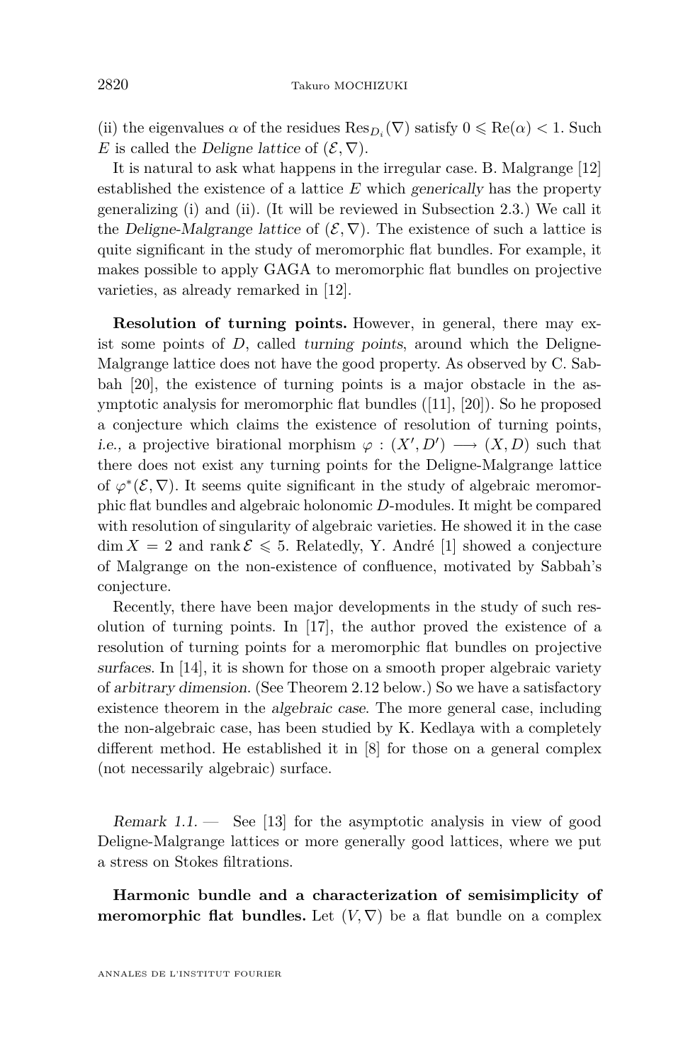(ii) the eigenvalues $\alpha$ of the residues $\mathrm{Res}_{D_i}(\nabla)$ satisfy $0 \leqslant \mathrm{Re}(\alpha) < 1$. Such $E$ is called the *Deligne lattice* of $(\mathcal{E}, \nabla)$.

It is natural to ask what happens in the irregular case. B. Malgrange [12] established the existence of a lattice $E$ which *generically* has the property generalizing (i) and (ii). (It will be reviewed in Subsection 2.3.) We call it the *Deligne-Malgrange lattice* of $(\mathcal{E}, \nabla)$. The existence of such a lattice is quite significant in the study of meromorphic flat bundles. For example, it makes possible to apply GAGA to meromorphic flat bundles on projective varieties, as already remarked in [12].

**Resolution of turning points.** However, in general, there may exist some points of $D$, called *turning points*, around which the Deligne-Malgrange lattice does not have the good property. As observed by C. Sabbah [20], the existence of turning points is a major obstacle in the asymptotic analysis for meromorphic flat bundles ([11], [20]). So he proposed a conjecture which claims the existence of resolution of turning points, *i.e.*, a projective birational morphism $\varphi : (X', D') \longrightarrow (X, D)$ such that there does not exist any turning points for the Deligne-Malgrange lattice of $\varphi^*(\mathcal{E}, \nabla)$. It seems quite significant in the study of algebraic meromorphic flat bundles and algebraic holonomic $D$-modules. It might be compared with resolution of singularity of algebraic varieties. He showed it in the case $\dim X = 2$ and $\operatorname{rank} \mathcal{E} \leqslant 5$. Relatedly, Y. André [1] showed a conjecture of Malgrange on the non-existence of confluence, motivated by Sabbah's conjecture.

Recently, there have been major developments in the study of such resolution of turning points. In [17], the author proved the existence of a resolution of turning points for a meromorphic flat bundles on projective *surfaces*. In [14], it is shown for those on a smooth proper algebraic variety of *arbitrary dimension*. (See Theorem 2.12 below.) So we have a satisfactory existence theorem in the *algebraic case*. The more general case, including the non-algebraic case, has been studied by K. Kedlaya with a completely different method. He established it in [8] for those on a general complex (not necessarily algebraic) surface.

*Remark 1.1.* — See [13] for the asymptotic analysis in view of good Deligne-Malgrange lattices or more generally good lattices, where we put a stress on Stokes filtrations.

**Harmonic bundle and a characterization of semisimplicity of meromorphic flat bundles.** Let $(V, \nabla)$ be a flat bundle on a complex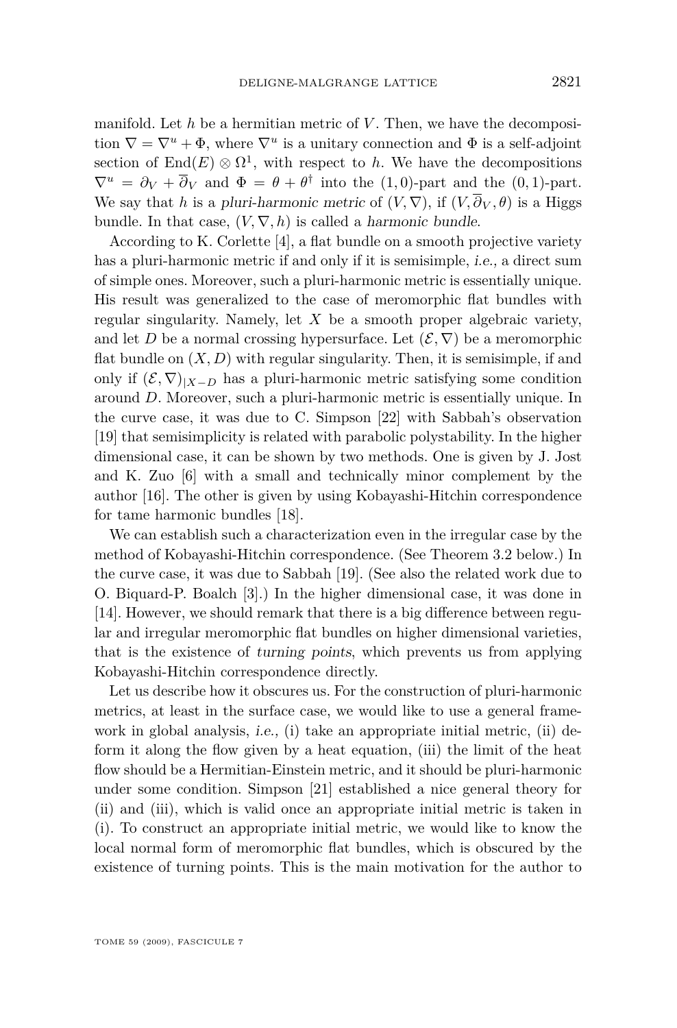manifold. Let $h$ be a hermitian metric of $V$. Then, we have the decomposition $\nabla = \nabla^u + \Phi$, where $\nabla^u$ is a unitary connection and $\Phi$ is a self-adjoint section of $\mathrm{End}(E) \otimes \Omega^1$, with respect to $h$. We have the decompositions $\nabla^u = \partial_V + \overline{\partial}_V$ and $\Phi = \theta + \theta^\dagger$ into the $(1,0)$-part and the $(0,1)$-part. We say that $h$ is a *pluri-harmonic metric* of $(V, \nabla)$, if $(V, \overline{\partial}_V, \theta)$ is a Higgs bundle. In that case, $(V, \nabla, h)$ is called a *harmonic bundle*.

According to K. Corlette [4], a flat bundle on a smooth projective variety has a pluri-harmonic metric if and only if it is semisimple, *i.e.,* a direct sum of simple ones. Moreover, such a pluri-harmonic metric is essentially unique. His result was generalized to the case of meromorphic flat bundles with regular singularity. Namely, let $X$ be a smooth proper algebraic variety, and let $D$ be a normal crossing hypersurface. Let $(\mathcal{E}, \nabla)$ be a meromorphic flat bundle on $(X, D)$ with regular singularity. Then, it is semisimple, if and only if $(\mathcal{E}, \nabla)_{|X-D}$ has a pluri-harmonic metric satisfying some condition around $D$. Moreover, such a pluri-harmonic metric is essentially unique. In the curve case, it was due to C. Simpson [22] with Sabbah's observation [19] that semisimplicity is related with parabolic polystability. In the higher dimensional case, it can be shown by two methods. One is given by J. Jost and K. Zuo [6] with a small and technically minor complement by the author [16]. The other is given by using Kobayashi-Hitchin correspondence for tame harmonic bundles [18].

We can establish such a characterization even in the irregular case by the method of Kobayashi-Hitchin correspondence. (See Theorem 3.2 below.) In the curve case, it was due to Sabbah [19]. (See also the related work due to O. Biquard-P. Boalch [3].) In the higher dimensional case, it was done in [14]. However, we should remark that there is a big difference between regular and irregular meromorphic flat bundles on higher dimensional varieties, that is the existence of *turning points*, which prevents us from applying Kobayashi-Hitchin correspondence directly.

Let us describe how it obscures us. For the construction of pluri-harmonic metrics, at least in the surface case, we would like to use a general framework in global analysis, *i.e.,* (i) take an appropriate initial metric, (ii) deform it along the flow given by a heat equation, (iii) the limit of the heat flow should be a Hermitian-Einstein metric, and it should be pluri-harmonic under some condition. Simpson [21] established a nice general theory for (ii) and (iii), which is valid once an appropriate initial metric is taken in (i). To construct an appropriate initial metric, we would like to know the local normal form of meromorphic flat bundles, which is obscured by the existence of turning points. This is the main motivation for the author to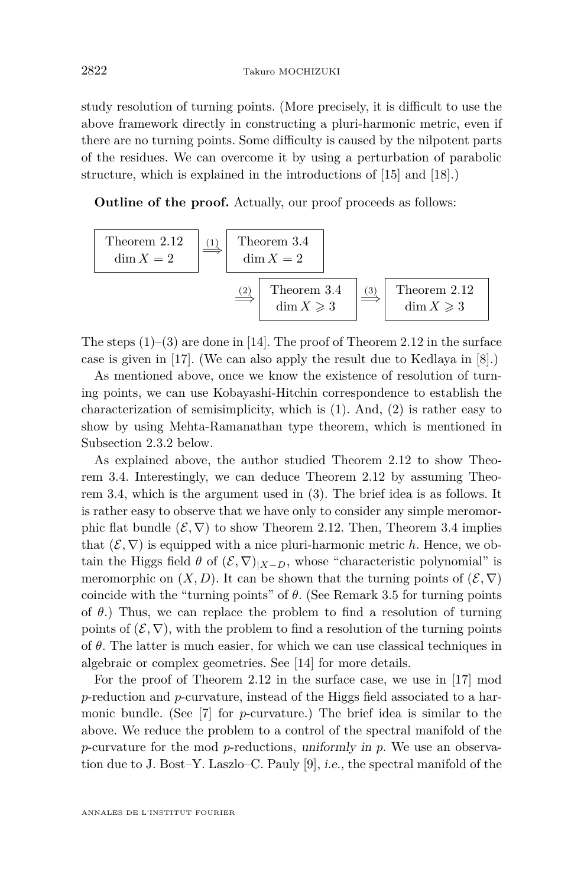study resolution of turning points. (More precisely, it is difficult to use the above framework directly in constructing a pluri-harmonic metric, even if there are no turning points. Some difficulty is caused by the nilpotent parts of the residues. We can overcome it by using a perturbation of parabolic structure, which is explained in the introductions of [15] and [18].)

**Outline of the proof.** Actually, our proof proceeds as follows:

$$
\boxed{\begin{array}{c}\text{Theorem 2.12}\\ \dim X = 2\end{array}} \overset{(1)}{\Longrightarrow} \boxed{\begin{array}{c}\text{Theorem 3.4}\\ \dim X = 2\end{array}}
$$

$$
\overset{(2)}{\Longrightarrow} \boxed{\begin{array}{c}\text{Theorem 3.4}\\ \dim X \geqslant 3\end{array}} \overset{(3)}{\Longrightarrow} \boxed{\begin{array}{c}\text{Theorem 2.12}\\ \dim X \geqslant 3\end{array}}
$$

The steps (1)–(3) are done in [14]. The proof of Theorem 2.12 in the surface case is given in [17]. (We can also apply the result due to Kedlaya in [8].)

As mentioned above, once we know the existence of resolution of turning points, we can use Kobayashi-Hitchin correspondence to establish the characterization of semisimplicity, which is (1). And, (2) is rather easy to show by using Mehta-Ramanathan type theorem, which is mentioned in Subsection 2.3.2 below.

As explained above, the author studied Theorem 2.12 to show Theorem 3.4. Interestingly, we can deduce Theorem 2.12 by assuming Theorem 3.4, which is the argument used in (3). The brief idea is as follows. It is rather easy to observe that we have only to consider any simple meromorphic flat bundle $(\mathcal{E}, \nabla)$ to show Theorem 2.12. Then, Theorem 3.4 implies that $(\mathcal{E}, \nabla)$ is equipped with a nice pluri-harmonic metric $h$. Hence, we obtain the Higgs field $\theta$ of $(\mathcal{E}, \nabla)_{|X-D}$, whose "characteristic polynomial" is meromorphic on $(X, D)$. It can be shown that the turning points of $(\mathcal{E}, \nabla)$ coincide with the "turning points" of $\theta$. (See Remark 3.5 for turning points of $\theta$.) Thus, we can replace the problem to find a resolution of turning points of $(\mathcal{E}, \nabla)$, with the problem to find a resolution of the turning points of $\theta$. The latter is much easier, for which we can use classical techniques in algebraic or complex geometries. See [14] for more details.

For the proof of Theorem 2.12 in the surface case, we use in [17] mod $p$-reduction and $p$-curvature, instead of the Higgs field associated to a harmonic bundle. (See [7] for $p$-curvature.) The brief idea is similar to the above. We reduce the problem to a control of the spectral manifold of the $p$-curvature for the mod $p$-reductions, *uniformly in $p$*. We use an observation due to J. Bost–Y. Laszlo–C. Pauly [9], *i.e.*, the spectral manifold of the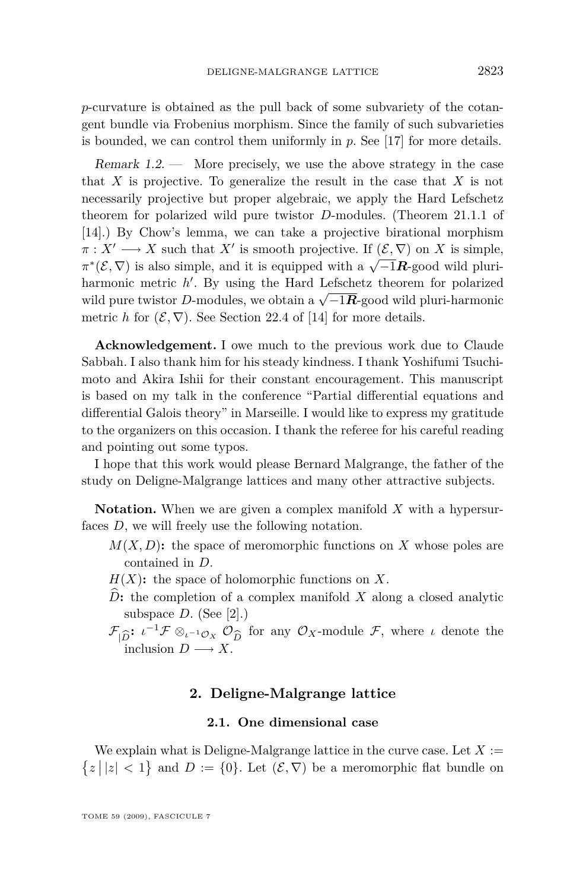$p$-curvature is obtained as the pull back of some subvariety of the cotangent bundle via Frobenius morphism. Since the family of such subvarieties is bounded, we can control them uniformly in $p$. See [17] for more details.

*Remark 1.2.* — More precisely, we use the above strategy in the case that $X$ is projective. To generalize the result in the case that $X$ is not necessarily projective but proper algebraic, we apply the Hard Lefschetz theorem for polarized wild pure twistor $D$-modules. (Theorem 21.1.1 of [14].) By Chow's lemma, we can take a projective birational morphism $\pi : X' \longrightarrow X$ such that $X'$ is smooth projective. If $(\mathcal{E}, \nabla)$ on $X$ is simple, $\pi^*(\mathcal{E}, \nabla)$ is also simple, and it is equipped with a $\sqrt{-1}\boldsymbol{R}$-good wild pluri-harmonic metric $h'$. By using the Hard Lefschetz theorem for polarized wild pure twistor $D$-modules, we obtain a $\sqrt{-1}\boldsymbol{R}$-good wild pluri-harmonic metric $h$ for $(\mathcal{E}, \nabla)$. See Section 22.4 of [14] for more details.

**Acknowledgement.** I owe much to the previous work due to Claude Sabbah. I also thank him for his steady kindness. I thank Yoshifumi Tsuchimoto and Akira Ishii for their constant encouragement. This manuscript is based on my talk in the conference "Partial differential equations and differential Galois theory" in Marseille. I would like to express my gratitude to the organizers on this occasion. I thank the referee for his careful reading and pointing out some typos.

I hope that this work would please Bernard Malgrange, the father of the study on Deligne-Malgrange lattices and many other attractive subjects.

**Notation.** When we are given a complex manifold $X$ with a hypersurfaces $D$, we will freely use the following notation.

- $M(X, D)$**:** the space of meromorphic functions on $X$ whose poles are contained in $D$.
- $H(X)$**:** the space of holomorphic functions on $X$.
- $\widehat{D}$**:** the completion of a complex manifold $X$ along a closed analytic subspace $D$. (See [2].)
- $\mathcal{F}_{|\widehat{D}}$**:** $\iota^{-1}\mathcal{F} \otimes_{\iota^{-1}\mathcal{O}_X} \mathcal{O}_{\widehat{D}}$ for any $\mathcal{O}_X$-module $\mathcal{F}$, where $\iota$ denote the inclusion $D \longrightarrow X$.

## 2. Deligne-Malgrange lattice

### 2.1. One dimensional case

We explain what is Deligne-Malgrange lattice in the curve case. Let $X := \{z \,\big|\, |z| < 1\}$ and $D := \{0\}$. Let $(\mathcal{E}, \nabla)$ be a meromorphic flat bundle on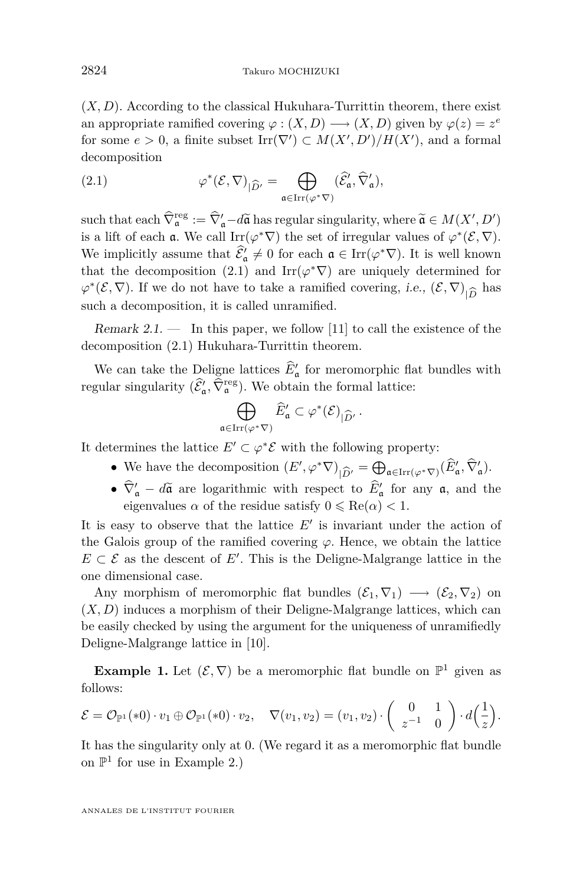$(X, D)$. According to the classical Hukuhara-Turrittin theorem, there exist an appropriate ramified covering $\varphi : (X, D) \longrightarrow (X, D)$ given by $\varphi(z) = z^e$ for some $e > 0$, a finite subset $\mathrm{Irr}(\nabla') \subset M(X', D')/H(X')$, and a formal decomposition

$$\varphi^*(\mathcal{E}, \nabla)_{|\widehat{D}'} = \bigoplus_{\mathfrak{a} \in \mathrm{Irr}(\varphi^*\nabla)} (\widehat{\mathcal{E}}'_{\mathfrak{a}}, \widehat{\nabla}'_{\mathfrak{a}}), \tag{2.1}$$

such that each $\widehat{\nabla}^{\mathrm{reg}}_{\mathfrak{a}} := \widehat{\nabla}'_{\mathfrak{a}} - d\widetilde{\mathfrak{a}}$ has regular singularity, where $\widetilde{\mathfrak{a}} \in M(X', D')$ is a lift of each $\mathfrak{a}$. We call $\mathrm{Irr}(\varphi^*\nabla)$ the set of irregular values of $\varphi^*(\mathcal{E}, \nabla)$. We implicitly assume that $\widehat{\mathcal{E}}'_{\mathfrak{a}} \neq 0$ for each $\mathfrak{a} \in \mathrm{Irr}(\varphi^*\nabla)$. It is well known that the decomposition (2.1) and $\mathrm{Irr}(\varphi^*\nabla)$ are uniquely determined for $\varphi^*(\mathcal{E}, \nabla)$. If we do not have to take a ramified covering, *i.e.*, $(\mathcal{E}, \nabla)_{|\widehat{D}}$ has such a decomposition, it is called unramified.

*Remark 2.1.* — In this paper, we follow [11] to call the existence of the decomposition (2.1) Hukuhara-Turrittin theorem.

We can take the Deligne lattices $\widehat{E}'_{\mathfrak{a}}$ for meromorphic flat bundles with regular singularity $(\widehat{\mathcal{E}}'_{\mathfrak{a}}, \widehat{\nabla}^{\mathrm{reg}}_{\mathfrak{a}})$. We obtain the formal lattice:

$$\bigoplus_{\mathfrak{a} \in \mathrm{Irr}(\varphi^*\nabla)} \widehat{E}'_{\mathfrak{a}} \subset \varphi^*(\mathcal{E})_{|\widehat{D}'}.$$

It determines the lattice $E' \subset \varphi^*\mathcal{E}$ with the following property:

- We have the decomposition $(E', \varphi^*\nabla)_{|\widehat{D}'} = \bigoplus_{\mathfrak{a} \in \mathrm{Irr}(\varphi^*\nabla)} (\widehat{E}'_{\mathfrak{a}}, \widehat{\nabla}'_{\mathfrak{a}})$.
- $\widehat{\nabla}'_{\mathfrak{a}} - d\widetilde{\mathfrak{a}}$ are logarithmic with respect to $\widehat{E}'_{\mathfrak{a}}$ for any $\mathfrak{a}$, and the eigenvalues $\alpha$ of the residue satisfy $0 \leqslant \mathrm{Re}(\alpha) < 1$.

It is easy to observe that the lattice $E'$ is invariant under the action of the Galois group of the ramified covering $\varphi$. Hence, we obtain the lattice $E \subset \mathcal{E}$ as the descent of $E'$. This is the Deligne-Malgrange lattice in the one dimensional case.

Any morphism of meromorphic flat bundles $(\mathcal{E}_1, \nabla_1) \longrightarrow (\mathcal{E}_2, \nabla_2)$ on $(X, D)$ induces a morphism of their Deligne-Malgrange lattices, which can be easily checked by using the argument for the uniqueness of unramifiedly Deligne-Malgrange lattice in [10].

**Example 1.** Let $(\mathcal{E}, \nabla)$ be a meromorphic flat bundle on $\mathbb{P}^1$ given as follows:

$$\mathcal{E} = \mathcal{O}_{\mathbb{P}^1}(*0) \cdot v_1 \oplus \mathcal{O}_{\mathbb{P}^1}(*0) \cdot v_2, \quad \nabla(v_1, v_2) = (v_1, v_2) \cdot \begin{pmatrix} 0 & 1 \\ z^{-1} & 0 \end{pmatrix} \cdot d\Big(\frac{1}{z}\Big).$$

It has the singularity only at 0. (We regard it as a meromorphic flat bundle on $\mathbb{P}^1$ for use in Example 2.)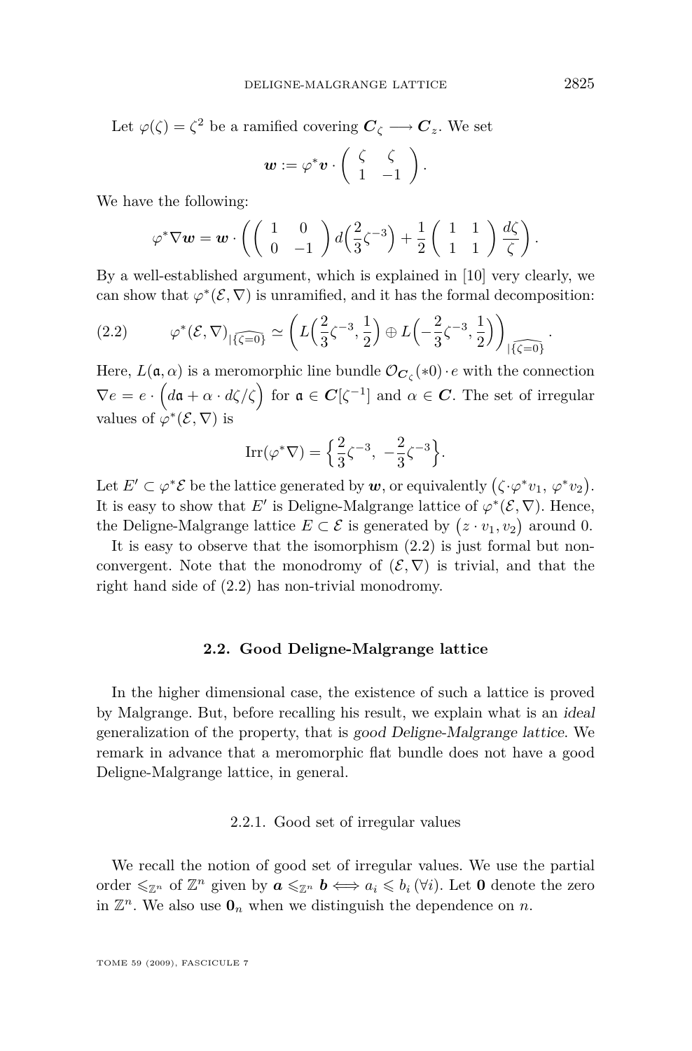Let $\varphi(\zeta)=\zeta^2$ be a ramified covering $\boldsymbol{C}_\zeta \longrightarrow \boldsymbol{C}_z$. We set

$$\boldsymbol{w} := \varphi^*\boldsymbol{v} \cdot \begin{pmatrix} \zeta & \zeta \\ 1 & -1 \end{pmatrix}.$$

We have the following:

$$\varphi^*\nabla \boldsymbol{w} = \boldsymbol{w} \cdot \left( \begin{pmatrix} 1 & 0 \\ 0 & -1 \end{pmatrix} d\Big(\frac{2}{3}\zeta^{-3}\Big) + \frac{1}{2}\begin{pmatrix} 1 & 1 \\ 1 & 1 \end{pmatrix} \frac{d\zeta}{\zeta} \right).$$

By a well-established argument, which is explained in [10] very clearly, we can show that $\varphi^*(\mathcal{E},\nabla)$ is unramified, and it has the formal decomposition:

$$\varphi^*(\mathcal{E},\nabla)_{|\widehat{\{\zeta=0\}}} \simeq \left( L\Big(\frac{2}{3}\zeta^{-3},\frac{1}{2}\Big) \oplus L\Big(-\frac{2}{3}\zeta^{-3},\frac{1}{2}\Big)\right)_{|\widehat{\{\zeta=0\}}}. \tag{2.2}$$

Here, $L(\mathfrak{a},\alpha)$ is a meromorphic line bundle $\mathcal{O}_{\boldsymbol{C}_\zeta}(*0)\cdot e$ with the connection $\nabla e = e \cdot \Big( d\mathfrak{a} + \alpha \cdot d\zeta/\zeta \Big)$ for $\mathfrak{a} \in \boldsymbol{C}[\zeta^{-1}]$ and $\alpha \in \boldsymbol{C}$. The set of irregular values of $\varphi^*(\mathcal{E},\nabla)$ is

$$\mathrm{Irr}(\varphi^*\nabla) = \Big\{ \frac{2}{3}\zeta^{-3},\ -\frac{2}{3}\zeta^{-3} \Big\}.$$

Let $E' \subset \varphi^*\mathcal{E}$ be the lattice generated by $\boldsymbol{w}$, or equivalently $\big(\zeta\cdot\varphi^*v_1,\ \varphi^*v_2\big)$. It is easy to show that $E'$ is Deligne-Malgrange lattice of $\varphi^*(\mathcal{E},\nabla)$. Hence, the Deligne-Malgrange lattice $E \subset \mathcal{E}$ is generated by $\big(z\cdot v_1, v_2\big)$ around 0.

It is easy to observe that the isomorphism (2.2) is just formal but non-convergent. Note that the monodromy of $(\mathcal{E},\nabla)$ is trivial, and that the right hand side of (2.2) has non-trivial monodromy.

### 2.2. Good Deligne-Malgrange lattice

In the higher dimensional case, the existence of such a lattice is proved by Malgrange. But, before recalling his result, we explain what is an *ideal* generalization of the property, that is *good Deligne-Malgrange lattice*. We remark in advance that a meromorphic flat bundle does not have a good Deligne-Malgrange lattice, in general.

#### 2.2.1. Good set of irregular values

We recall the notion of good set of irregular values. We use the partial order $\leqslant_{\mathbb{Z}^n}$ of $\mathbb{Z}^n$ given by $\boldsymbol{a} \leqslant_{\mathbb{Z}^n} \boldsymbol{b} \Longleftrightarrow a_i \leqslant b_i\ (\forall i)$. Let $\boldsymbol{0}$ denote the zero in $\mathbb{Z}^n$. We also use $\boldsymbol{0}_n$ when we distinguish the dependence on $n$.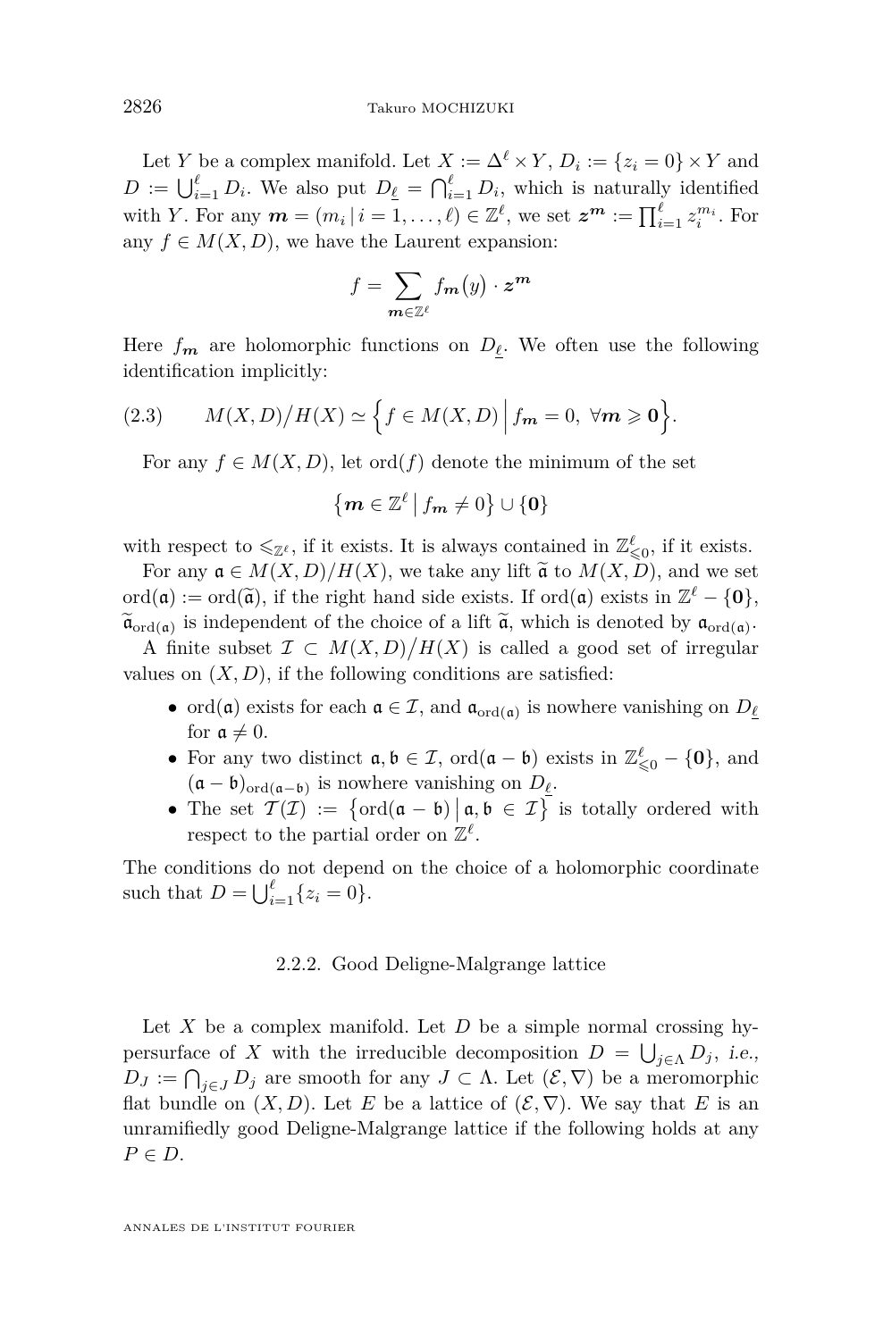Let $Y$ be a complex manifold. Let $X := \Delta^\ell \times Y$, $D_i := \{z_i = 0\} \times Y$ and $D := \bigcup_{i=1}^{\ell} D_i$. We also put $D_{\underline{\ell}} = \bigcap_{i=1}^{\ell} D_i$, which is naturally identified with $Y$. For any $\boldsymbol{m} = (m_i \mid i = 1, \dots, \ell) \in \mathbb{Z}^\ell$, we set $\boldsymbol{z}^{\boldsymbol{m}} := \prod_{i=1}^{\ell} z_i^{m_i}$. For any $f \in M(X, D)$, we have the Laurent expansion:

$$f = \sum_{\boldsymbol{m} \in \mathbb{Z}^\ell} f_{\boldsymbol{m}}(y) \cdot \boldsymbol{z}^{\boldsymbol{m}}$$

Here $f_{\boldsymbol{m}}$ are holomorphic functions on $D_{\underline{\ell}}$. We often use the following identification implicitly:

$$M(X,D)\big/H(X) \simeq \Big\{ f \in M(X,D) \,\Big|\, f_{\boldsymbol{m}} = 0,\ \forall \boldsymbol{m} \geqslant \boldsymbol{0} \Big\}. \tag{2.3}$$

For any $f \in M(X, D)$, let $\operatorname{ord}(f)$ denote the minimum of the set

$$\big\{ \boldsymbol{m} \in \mathbb{Z}^\ell \,\big|\, f_{\boldsymbol{m}} \neq 0 \big\} \cup \{\boldsymbol{0}\}$$

with respect to $\leqslant_{\mathbb{Z}^\ell}$, if it exists. It is always contained in $\mathbb{Z}^\ell_{\leqslant 0}$, if it exists.

For any $\mathfrak{a} \in M(X, D)/H(X)$, we take any lift $\widetilde{\mathfrak{a}}$ to $M(X, D)$, and we set $\operatorname{ord}(\mathfrak{a}) := \operatorname{ord}(\widetilde{\mathfrak{a}})$, if the right hand side exists. If $\operatorname{ord}(\mathfrak{a})$ exists in $\mathbb{Z}^\ell - \{\boldsymbol{0}\}$, $\widetilde{\mathfrak{a}}_{\operatorname{ord}(\mathfrak{a})}$ is independent of the choice of a lift $\widetilde{\mathfrak{a}}$, which is denoted by $\mathfrak{a}_{\operatorname{ord}(\mathfrak{a})}$.

A finite subset $\mathcal{I} \subset M(X, D)\big/H(X)$ is called a good set of irregular values on $(X, D)$, if the following conditions are satisfied:

- $\operatorname{ord}(\mathfrak{a})$ exists for each $\mathfrak{a} \in \mathcal{I}$, and $\mathfrak{a}_{\operatorname{ord}(\mathfrak{a})}$ is nowhere vanishing on $D_{\underline{\ell}}$ for $\mathfrak{a} \neq 0$.
- For any two distinct $\mathfrak{a}, \mathfrak{b} \in \mathcal{I}$, $\operatorname{ord}(\mathfrak{a} - \mathfrak{b})$ exists in $\mathbb{Z}^\ell_{\leqslant 0} - \{\boldsymbol{0}\}$, and $(\mathfrak{a} - \mathfrak{b})_{\operatorname{ord}(\mathfrak{a}-\mathfrak{b})}$ is nowhere vanishing on $D_{\underline{\ell}}$.
- The set $\mathcal{T}(\mathcal{I}) := \big\{ \operatorname{ord}(\mathfrak{a} - \mathfrak{b}) \,\big|\, \mathfrak{a}, \mathfrak{b} \in \mathcal{I} \big\}$ is totally ordered with respect to the partial order on $\mathbb{Z}^\ell$.

The conditions do not depend on the choice of a holomorphic coordinate such that $D = \bigcup_{i=1}^{\ell} \{z_i = 0\}$.

### 2.2.2. Good Deligne-Malgrange lattice

Let $X$ be a complex manifold. Let $D$ be a simple normal crossing hypersurface of $X$ with the irreducible decomposition $D = \bigcup_{j \in \Lambda} D_j$, *i.e.*, $D_J := \bigcap_{j \in J} D_j$ are smooth for any $J \subset \Lambda$. Let $(\mathcal{E}, \nabla)$ be a meromorphic flat bundle on $(X, D)$. Let $E$ be a lattice of $(\mathcal{E}, \nabla)$. We say that $E$ is an unramifiedly good Deligne-Malgrange lattice if the following holds at any $P \in D$.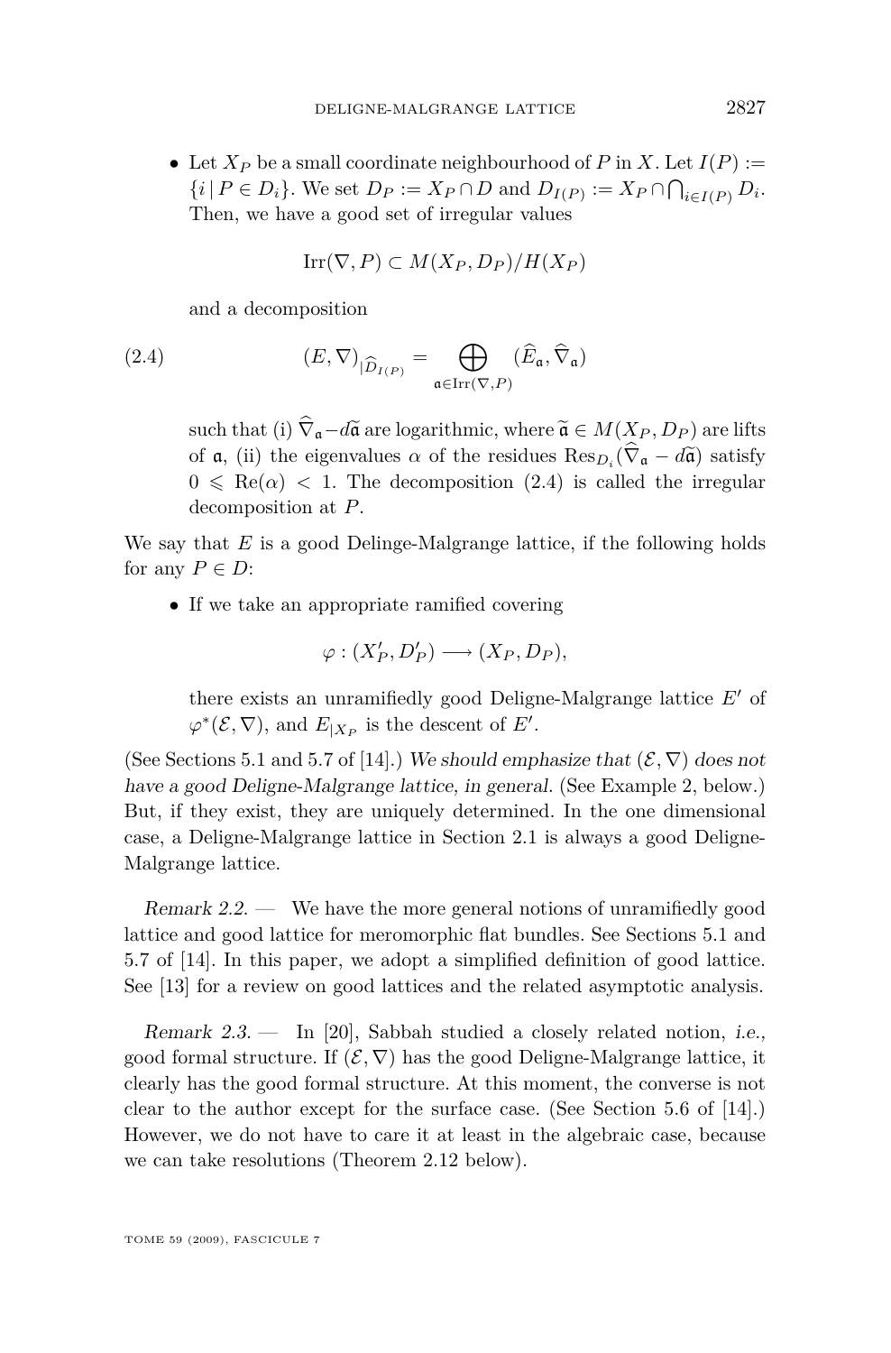- Let $X_P$ be a small coordinate neighbourhood of $P$ in $X$. Let $I(P) := \{i \mid P \in D_i\}$. We set $D_P := X_P \cap D$ and $D_{I(P)} := X_P \cap \bigcap_{i \in I(P)} D_i$. Then, we have a good set of irregular values

  $$\mathrm{Irr}(\nabla, P) \subset M(X_P, D_P)/H(X_P)$$

  and a decomposition

  $$(E, \nabla)_{|\widehat{D}_{I(P)}} = \bigoplus_{\mathfrak{a} \in \mathrm{Irr}(\nabla, P)} (\widehat{E}_{\mathfrak{a}}, \widehat{\nabla}_{\mathfrak{a}}) \tag{2.4}$$

  such that (i) $\widehat{\nabla}_{\mathfrak{a}} - d\widetilde{\mathfrak{a}}$ are logarithmic, where $\widetilde{\mathfrak{a}} \in M(X_P, D_P)$ are lifts of $\mathfrak{a}$, (ii) the eigenvalues $\alpha$ of the residues $\mathrm{Res}_{D_i}(\widehat{\nabla}_{\mathfrak{a}} - d\widetilde{\mathfrak{a}})$ satisfy $0 \leqslant \mathrm{Re}(\alpha) < 1$. The decomposition (2.4) is called the irregular decomposition at $P$.

We say that $E$ is a good Delinge-Malgrange lattice, if the following holds for any $P \in D$:

- If we take an appropriate ramified covering

  $$\varphi : (X'_P, D'_P) \longrightarrow (X_P, D_P),$$

  there exists an unramifiedly good Deligne-Malgrange lattice $E'$ of $\varphi^*(\mathcal{E}, \nabla)$, and $E_{|X_P}$ is the descent of $E'$.

(See Sections 5.1 and 5.7 of [14].) *We should emphasize that $(\mathcal{E}, \nabla)$ does not have a good Deligne-Malgrange lattice, in general.* (See Example 2, below.) But, if they exist, they are uniquely determined. In the one dimensional case, a Deligne-Malgrange lattice in Section 2.1 is always a good Deligne-Malgrange lattice.

*Remark 2.2.* — We have the more general notions of unramifiedly good lattice and good lattice for meromorphic flat bundles. See Sections 5.1 and 5.7 of [14]. In this paper, we adopt a simplified definition of good lattice. See [13] for a review on good lattices and the related asymptotic analysis.

*Remark 2.3.* — In [20], Sabbah studied a closely related notion, *i.e.*, good formal structure. If $(\mathcal{E}, \nabla)$ has the good Deligne-Malgrange lattice, it clearly has the good formal structure. At this moment, the converse is not clear to the author except for the surface case. (See Section 5.6 of [14].) However, we do not have to care it at least in the algebraic case, because we can take resolutions (Theorem 2.12 below).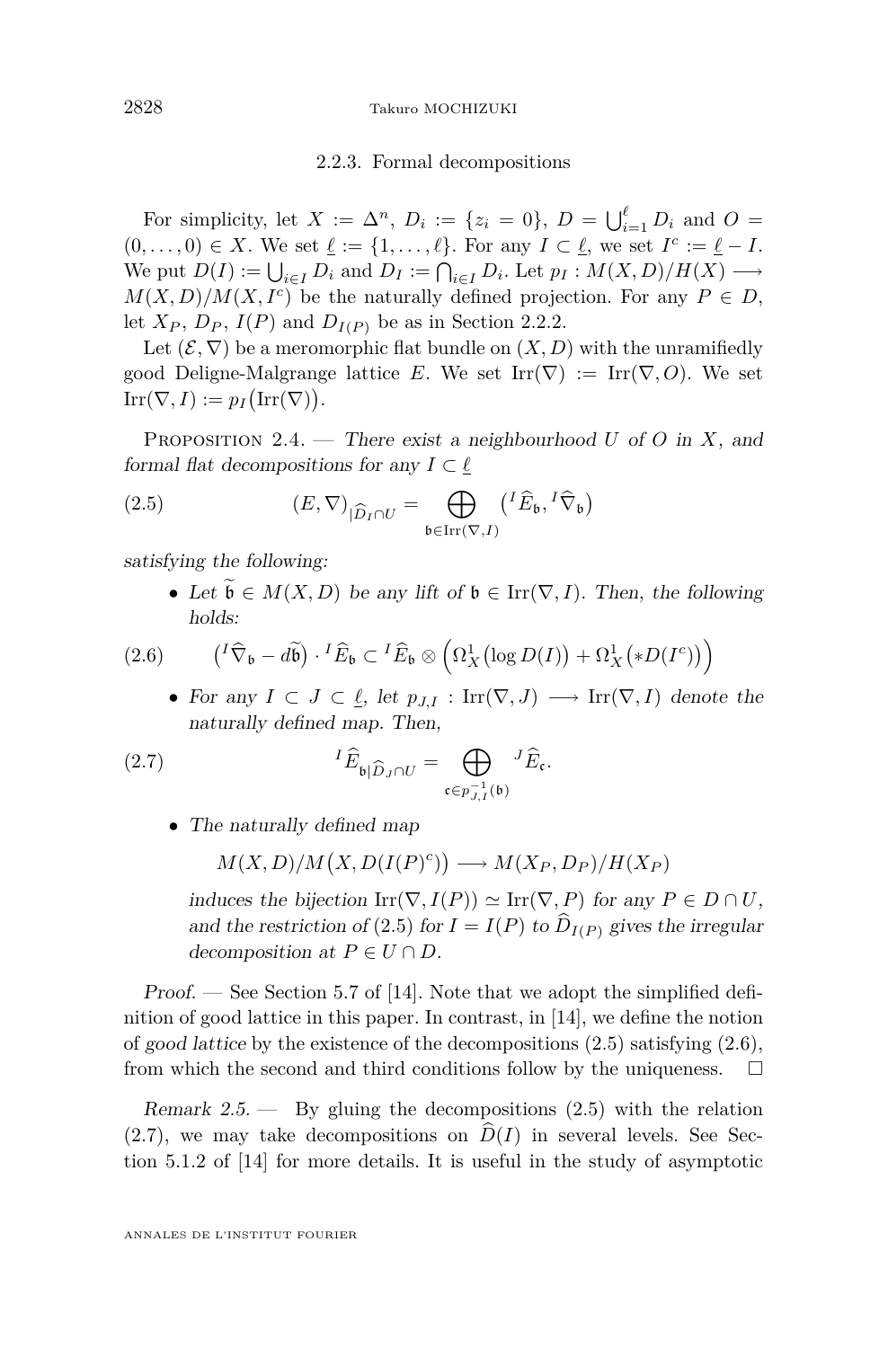### 2.2.3. Formal decompositions

For simplicity, let $X := \Delta^n$, $D_i := \{z_i = 0\}$, $D = \bigcup_{i=1}^{\ell} D_i$ and $O = (0,\dots,0) \in X$. We set $\underline{\ell} := \{1,\dots,\ell\}$. For any $I \subset \underline{\ell}$, we set $I^c := \underline{\ell} - I$. We put $D(I) := \bigcup_{i\in I} D_i$ and $D_I := \bigcap_{i \in I} D_i$. Let $p_I : M(X,D)/H(X) \longrightarrow M(X,D)/M(X,I^c)$ be the naturally defined projection. For any $P \in D$, let $X_P$, $D_P$, $I(P)$ and $D_{I(P)}$ be as in Section 2.2.2.

Let $(\mathcal{E},\nabla)$ be a meromorphic flat bundle on $(X,D)$ with the unramifiedly good Deligne-Malgrange lattice $E$. We set $\operatorname{Irr}(\nabla) := \operatorname{Irr}(\nabla, O)$. We set $\operatorname{Irr}(\nabla, I) := p_I\big(\operatorname{Irr}(\nabla)\big)$.

Proposition 2.4. — *There exist a neighbourhood $U$ of $O$ in $X$, and formal flat decompositions for any $I \subset \underline{\ell}$*

$$(E,\nabla)_{|\widehat{D}_I \cap U} = \bigoplus_{\mathfrak{b} \in \operatorname{Irr}(\nabla, I)} \big({}^I\widehat{E}_{\mathfrak{b}}, {}^I\widehat{\nabla}_{\mathfrak{b}}\big) \tag{2.5}$$

*satisfying the following:*

- *Let $\widetilde{\mathfrak{b}} \in M(X,D)$ be any lift of $\mathfrak{b} \in \operatorname{Irr}(\nabla, I)$. Then, the following holds:*

$$\big({}^I\widehat{\nabla}_{\mathfrak{b}} - d\widetilde{\mathfrak{b}}\big)\cdot {}^I\widehat{E}_{\mathfrak{b}} \subset {}^I\widehat{E}_{\mathfrak{b}} \otimes \Big(\Omega^1_X\big(\log D(I)\big) + \Omega^1_X\big(*D(I^c)\big)\Big) \tag{2.6}$$

- *For any $I \subset J \subset \underline{\ell}$, let $p_{J,I} : \operatorname{Irr}(\nabla, J) \longrightarrow \operatorname{Irr}(\nabla, I)$ denote the naturally defined map. Then,*

$${}^I\widehat{E}_{\mathfrak{b}|\widehat{D}_J \cap U} = \bigoplus_{\mathfrak{c} \in p_{J,I}^{-1}(\mathfrak{b})} {}^J\widehat{E}_{\mathfrak{c}}. \tag{2.7}$$

- *The naturally defined map*

$$M(X,D)/M\big(X, D(I(P)^c)\big) \longrightarrow M(X_P, D_P)/H(X_P)$$

*induces the bijection $\operatorname{Irr}(\nabla, I(P)) \simeq \operatorname{Irr}(\nabla, P)$ for any $P \in D \cap U$, and the restriction of (2.5) for $I = I(P)$ to $\widehat{D}_{I(P)}$ gives the irregular decomposition at $P \in U \cap D$.*

*Proof.* — See Section 5.7 of [14]. Note that we adopt the simplified definition of good lattice in this paper. In contrast, in [14], we define the notion of *good lattice* by the existence of the decompositions (2.5) satisfying (2.6), from which the second and third conditions follow by the uniqueness. $\square$

*Remark 2.5.* — By gluing the decompositions (2.5) with the relation (2.7), we may take decompositions on $\widehat{D}(I)$ in several levels. See Section 5.1.2 of [14] for more details. It is useful in the study of asymptotic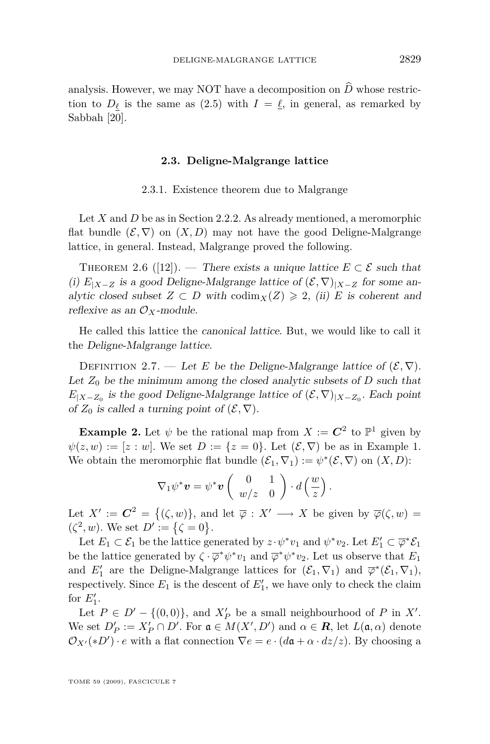analysis. However, we may NOT have a decomposition on $\widehat{D}$ whose restriction to $D_{\underline{\ell}}$ is the same as (2.5) with $I = \underline{\ell}$, in general, as remarked by Sabbah [20].

## 2.3. Deligne-Malgrange lattice

### 2.3.1. Existence theorem due to Malgrange

Let $X$ and $D$ be as in Section 2.2.2. As already mentioned, a meromorphic flat bundle $(\mathcal{E}, \nabla)$ on $(X, D)$ may not have the good Deligne-Malgrange lattice, in general. Instead, Malgrange proved the following.

Theorem 2.6 ([12]). — *There exists a unique lattice $E \subset \mathcal{E}$ such that (i) $E_{|X-Z}$ is a good Deligne-Malgrange lattice of $(\mathcal{E}, \nabla)_{|X-Z}$ for some analytic closed subset $Z \subset D$ with $\operatorname{codim}_X(Z) \geqslant 2$, (ii) $E$ is coherent and reflexive as an $\mathcal{O}_X$-module.*

He called this lattice the *canonical lattice*. But, we would like to call it the *Deligne-Malgrange lattice*.

Definition 2.7. — *Let $E$ be the Deligne-Malgrange lattice of $(\mathcal{E}, \nabla)$. Let $Z_0$ be the minimum among the closed analytic subsets of $D$ such that $E_{|X-Z_0}$ is the good Deligne-Malgrange lattice of $(\mathcal{E}, \nabla)_{|X-Z_0}$. Each point of $Z_0$ is called a turning point of $(\mathcal{E}, \nabla)$.*

**Example 2.** Let $\psi$ be the rational map from $X := \boldsymbol{C}^2$ to $\mathbb{P}^1$ given by $\psi(z, w) := [z : w]$. We set $D := \{z = 0\}$. Let $(\mathcal{E}, \nabla)$ be as in Example 1. We obtain the meromorphic flat bundle $(\mathcal{E}_1, \nabla_1) := \psi^*(\mathcal{E}, \nabla)$ on $(X, D)$:

$$\nabla_1 \psi^* \boldsymbol{v} = \psi^* \boldsymbol{v} \begin{pmatrix} 0 & 1 \\ w/z & 0 \end{pmatrix} \cdot d\Big(\frac{w}{z}\Big).$$

Let $X' := \boldsymbol{C}^2 = \{(\zeta, w)\}$, and let $\overline{\varphi} : X' \longrightarrow X$ be given by $\overline{\varphi}(\zeta, w) = (\zeta^2, w)$. We set $D' := \{\zeta = 0\}$.

Let $E_1 \subset \mathcal{E}_1$ be the lattice generated by $z \cdot \psi^* v_1$ and $\psi^* v_2$. Let $E_1' \subset \overline{\varphi}^* \mathcal{E}_1$ be the lattice generated by $\zeta \cdot \overline{\varphi}^* \psi^* v_1$ and $\overline{\varphi}^* \psi^* v_2$. Let us observe that $E_1$ and $E_1'$ are the Deligne-Malgrange lattices for $(\mathcal{E}_1, \nabla_1)$ and $\overline{\varphi}^*(\mathcal{E}_1, \nabla_1)$, respectively. Since $E_1$ is the descent of $E_1'$, we have only to check the claim for $E_1'$.

Let $P \in D' - \{(0, 0)\}$, and $X_P'$ be a small neighbourhood of $P$ in $X'$. We set $D_P' := X_P' \cap D'$. For $\mathfrak{a} \in M(X', D')$ and $\alpha \in \boldsymbol{R}$, let $L(\mathfrak{a}, \alpha)$ denote $\mathcal{O}_{X'}(*D') \cdot e$ with a flat connection $\nabla e = e \cdot (d\mathfrak{a} + \alpha \cdot dz/z)$. By choosing a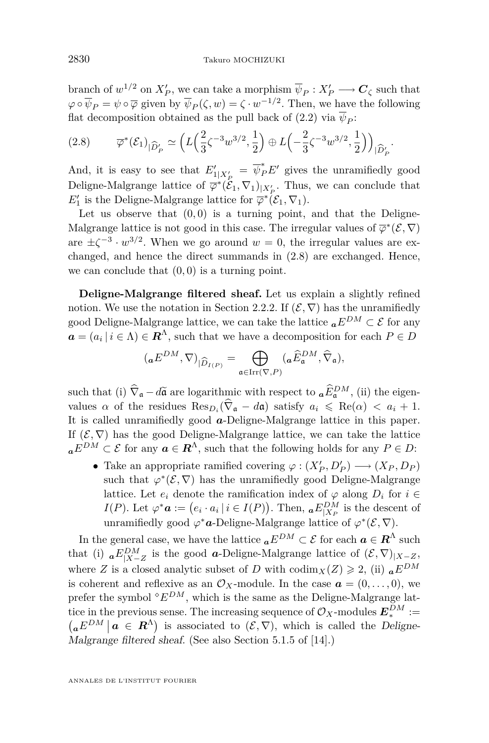branch of $w^{1/2}$ on $X'_P$, we can take a morphism $\overline{\psi}_P : X'_P \longrightarrow \boldsymbol{C}_\zeta$ such that $\varphi \circ \overline{\psi}_P = \psi \circ \overline{\varphi}$ given by $\overline{\psi}_P(\zeta, w) = \zeta \cdot w^{-1/2}$. Then, we have the following flat decomposition obtained as the pull back of (2.2) via $\overline{\psi}_P$:

$$(2.8) \qquad \overline{\varphi}^*(\mathcal{E}_1)_{|\widehat{D}'_P} \simeq \Big( L\Big(\frac{2}{3}\zeta^{-3} w^{3/2}, \frac{1}{2}\Big) \oplus L\Big(-\frac{2}{3}\zeta^{-3} w^{3/2}, \frac{1}{2}\Big)\Big)_{|\widehat{D}'_P}.$$

And, it is easy to see that $E'_{1|X'_P} = \overline{\psi}_P^* E'$ gives the unramifiedly good Deligne-Malgrange lattice of $\overline{\varphi}^*(\mathcal{E}_1, \nabla_1)_{|X'_P}$. Thus, we can conclude that $E'_1$ is the Deligne-Malgrange lattice for $\overline{\varphi}^*(\mathcal{E}_1, \nabla_1)$.

Let us observe that $(0,0)$ is a turning point, and that the Deligne-Malgrange lattice is not good in this case. The irregular values of $\overline{\varphi}^*(\mathcal{E}, \nabla)$ are $\pm \zeta^{-3} \cdot w^{3/2}$. When we go around $w = 0$, the irregular values are exchanged, and hence the direct summands in (2.8) are exchanged. Hence, we can conclude that $(0,0)$ is a turning point.

**Deligne-Malgrange filtered sheaf.** Let us explain a slightly refined notion. We use the notation in Section 2.2.2. If $(\mathcal{E}, \nabla)$ has the unramifiedly good Deligne-Malgrange lattice, we can take the lattice ${}_{\boldsymbol{a}}E^{DM} \subset \mathcal{E}$ for any $\boldsymbol{a} = (a_i \,|\, i \in \Lambda) \in \boldsymbol{R}^\Lambda$, such that we have a decomposition for each $P \in D$

$$({}_{\boldsymbol{a}}E^{DM}, \nabla)_{|\widehat{D}_{I(P)}} = \bigoplus_{\mathfrak{a} \in \mathrm{Irr}(\nabla, P)} ({}_{\boldsymbol{a}}\widehat{E}^{DM}_{\mathfrak{a}}, \widehat{\nabla}_{\mathfrak{a}}),$$

such that (i) $\widehat{\nabla}_{\mathfrak{a}} - d\widetilde{\mathfrak{a}}$ are logarithmic with respect to ${}_{\boldsymbol{a}}\widehat{E}^{DM}_{\mathfrak{a}}$, (ii) the eigenvalues $\alpha$ of the residues $\mathrm{Res}_{D_i}(\widehat{\nabla}_{\mathfrak{a}} - d\mathfrak{a})$ satisfy $a_i \leqslant \mathrm{Re}(\alpha) < a_i + 1$. It is called unramifiedly good $\boldsymbol{a}$-Deligne-Malgrange lattice in this paper. If $(\mathcal{E}, \nabla)$ has the good Deligne-Malgrange lattice, we can take the lattice ${}_{\boldsymbol{a}}E^{DM} \subset \mathcal{E}$ for any $\boldsymbol{a} \in \boldsymbol{R}^\Lambda$, such that the following holds for any $P \in D$:

- Take an appropriate ramified covering $\varphi : (X'_P, D'_P) \longrightarrow (X_P, D_P)$ such that $\varphi^*(\mathcal{E}, \nabla)$ has the unramifiedly good Deligne-Malgrange lattice. Let $e_i$ denote the ramification index of $\varphi$ along $D_i$ for $i \in I(P)$. Let $\varphi^*\boldsymbol{a} := \big(e_i \cdot a_i \,|\, i \in I(P)\big)$. Then, ${}_{\boldsymbol{a}}E^{DM}_{|X_P}$ is the descent of unramifiedly good $\varphi^*\boldsymbol{a}$-Deligne-Malgrange lattice of $\varphi^*(\mathcal{E}, \nabla)$.

In the general case, we have the lattice ${}_{\boldsymbol{a}}E^{DM} \subset \mathcal{E}$ for each $\boldsymbol{a} \in \boldsymbol{R}^\Lambda$ such that (i) ${}_{\boldsymbol{a}}E^{DM}_{|X-Z}$ is the good $\boldsymbol{a}$-Deligne-Malgrange lattice of $(\mathcal{E}, \nabla)_{|X-Z}$, where $Z$ is a closed analytic subset of $D$ with $\mathrm{codim}_X(Z) \geqslant 2$, (ii) ${}_{\boldsymbol{a}}E^{DM}$ is coherent and reflexive as an $\mathcal{O}_X$-module. In the case $\boldsymbol{a} = (0, \ldots, 0)$, we prefer the symbol ${}^\diamond E^{DM}$, which is the same as the Deligne-Malgrange lattice in the previous sense. The increasing sequence of $\mathcal{O}_X$-modules $\boldsymbol{E}^{DM}_* := \big({}_{\boldsymbol{a}}E^{DM} \,\big|\, \boldsymbol{a} \in \boldsymbol{R}^\Lambda\big)$ is associated to $(\mathcal{E}, \nabla)$, which is called the *Deligne-Malgrange filtered sheaf*. (See also Section 5.1.5 of [14].)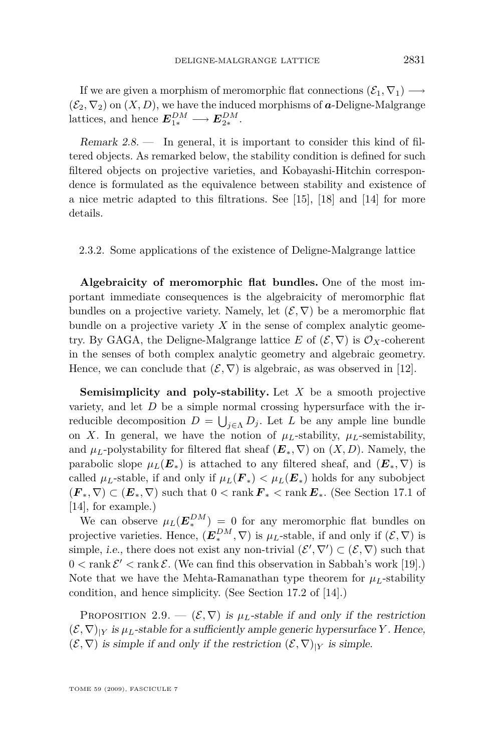If we are given a morphism of meromorphic flat connections $(\mathcal{E}_1, \nabla_1) \longrightarrow (\mathcal{E}_2, \nabla_2)$ on $(X, D)$, we have the induced morphisms of $\boldsymbol{a}$-Deligne-Malgrange lattices, and hence $\boldsymbol{E}^{DM}_{1*} \longrightarrow \boldsymbol{E}^{DM}_{2*}$.

*Remark 2.8.* — In general, it is important to consider this kind of filtered objects. As remarked below, the stability condition is defined for such filtered objects on projective varieties, and Kobayashi-Hitchin correspondence is formulated as the equivalence between stability and existence of a nice metric adapted to this filtrations. See [15], [18] and [14] for more details.

#### 2.3.2. Some applications of the existence of Deligne-Malgrange lattice

**Algebraicity of meromorphic flat bundles.** One of the most important immediate consequences is the algebraicity of meromorphic flat bundles on a projective variety. Namely, let $(\mathcal{E}, \nabla)$ be a meromorphic flat bundle on a projective variety $X$ in the sense of complex analytic geometry. By GAGA, the Deligne-Malgrange lattice $E$ of $(\mathcal{E}, \nabla)$ is $\mathcal{O}_X$-coherent in the senses of both complex analytic geometry and algebraic geometry. Hence, we can conclude that $(\mathcal{E}, \nabla)$ is algebraic, as was observed in [12].

**Semisimplicity and poly-stability.** Let $X$ be a smooth projective variety, and let $D$ be a simple normal crossing hypersurface with the irreducible decomposition $D = \bigcup_{j \in \Lambda} D_j$. Let $L$ be any ample line bundle on $X$. In general, we have the notion of $\mu_L$-stability, $\mu_L$-semistability, and $\mu_L$-polystability for filtered flat sheaf $(\boldsymbol{E}_*, \nabla)$ on $(X, D)$. Namely, the parabolic slope $\mu_L(\boldsymbol{E}_*)$ is attached to any filtered sheaf, and $(\boldsymbol{E}_*, \nabla)$ is called $\mu_L$-stable, if and only if $\mu_L(\boldsymbol{F}_*) < \mu_L(\boldsymbol{E}_*)$ holds for any subobject $(\boldsymbol{F}_*, \nabla) \subset (\boldsymbol{E}_*, \nabla)$ such that $0 < \operatorname{rank} \boldsymbol{F}_* < \operatorname{rank} \boldsymbol{E}_*$. (See Section 17.1 of [14], for example.)

We can observe $\mu_L(\boldsymbol{E}^{DM}_*) = 0$ for any meromorphic flat bundles on projective varieties. Hence, $(\boldsymbol{E}^{DM}_*, \nabla)$ is $\mu_L$-stable, if and only if $(\mathcal{E}, \nabla)$ is simple, *i.e.*, there does not exist any non-trivial $(\mathcal{E}', \nabla') \subset (\mathcal{E}, \nabla)$ such that $0 < \operatorname{rank} \mathcal{E}' < \operatorname{rank} \mathcal{E}$. (We can find this observation in Sabbah's work [19].) Note that we have the Mehta-Ramanathan type theorem for $\mu_L$-stability condition, and hence simplicity. (See Section 17.2 of [14].)

Proposition 2.9. — *$(\mathcal{E}, \nabla)$ is $\mu_L$-stable if and only if the restriction $(\mathcal{E}, \nabla)_{|Y}$ is $\mu_L$-stable for a sufficiently ample generic hypersurface $Y$. Hence, $(\mathcal{E}, \nabla)$ is simple if and only if the restriction $(\mathcal{E}, \nabla)_{|Y}$ is simple.*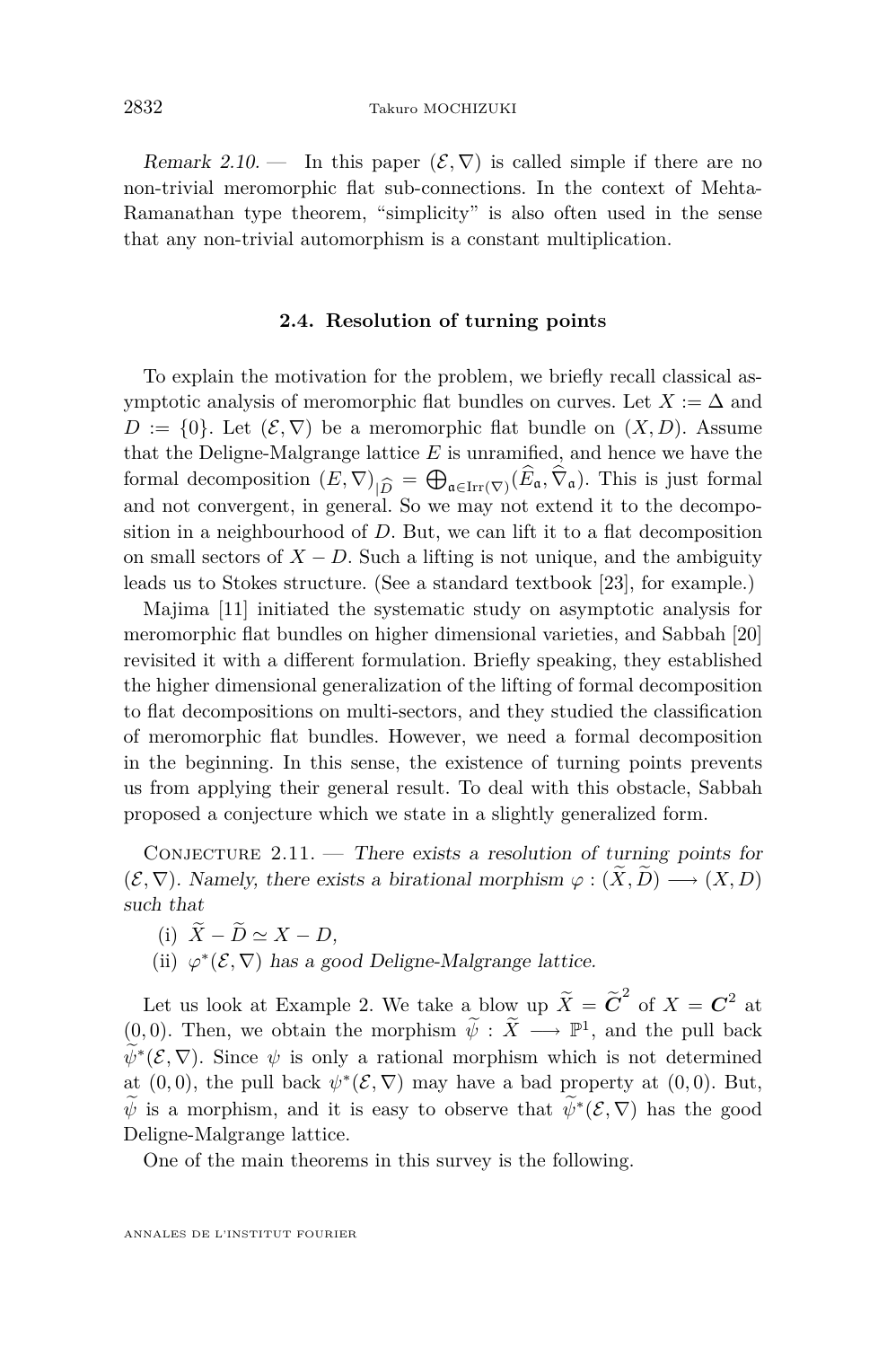*Remark 2.10.* — In this paper $(\mathcal{E},\nabla)$ is called simple if there are no non-trivial meromorphic flat sub-connections. In the context of Mehta-Ramanathan type theorem, "simplicity" is also often used in the sense that any non-trivial automorphism is a constant multiplication.

### 2.4. Resolution of turning points

To explain the motivation for the problem, we briefly recall classical asymptotic analysis of meromorphic flat bundles on curves. Let $X := \Delta$ and $D := \{0\}$. Let $(\mathcal{E},\nabla)$ be a meromorphic flat bundle on $(X,D)$. Assume that the Deligne-Malgrange lattice $E$ is unramified, and hence we have the formal decomposition $(E,\nabla)_{|\widehat{D}} = \bigoplus_{\mathfrak{a}\in \mathrm{Irr}(\nabla)}(\widehat{E}_{\mathfrak{a}},\widehat{\nabla}_{\mathfrak{a}})$. This is just formal and not convergent, in general. So we may not extend it to the decomposition in a neighbourhood of $D$. But, we can lift it to a flat decomposition on small sectors of $X-D$. Such a lifting is not unique, and the ambiguity leads us to Stokes structure. (See a standard textbook [23], for example.)

Majima [11] initiated the systematic study on asymptotic analysis for meromorphic flat bundles on higher dimensional varieties, and Sabbah [20] revisited it with a different formulation. Briefly speaking, they established the higher dimensional generalization of the lifting of formal decomposition to flat decompositions on multi-sectors, and they studied the classification of meromorphic flat bundles. However, we need a formal decomposition in the beginning. In this sense, the existence of turning points prevents us from applying their general result. To deal with this obstacle, Sabbah proposed a conjecture which we state in a slightly generalized form.

Conjecture 2.11. — *There exists a resolution of turning points for $(\mathcal{E},\nabla)$. Namely, there exists a birational morphism $\varphi : (\widetilde{X},\widetilde{D}) \longrightarrow (X,D)$ such that*

(i) $\widetilde{X}-\widetilde{D} \simeq X-D$,

(ii) $\varphi^*(\mathcal{E},\nabla)$ *has a good Deligne-Malgrange lattice.*

Let us look at Example 2. We take a blow up $\widetilde{X} = \widetilde{\boldsymbol{C}}^2$ of $X = \boldsymbol{C}^2$ at $(0,0)$. Then, we obtain the morphism $\widetilde{\psi} : \widetilde{X} \longrightarrow \mathbb{P}^1$, and the pull back $\widetilde{\psi}^*(\mathcal{E},\nabla)$. Since $\psi$ is only a rational morphism which is not determined at $(0,0)$, the pull back $\psi^*(\mathcal{E},\nabla)$ may have a bad property at $(0,0)$. But, $\widetilde{\psi}$ is a morphism, and it is easy to observe that $\widetilde{\psi}^*(\mathcal{E},\nabla)$ has the good Deligne-Malgrange lattice.

One of the main theorems in this survey is the following.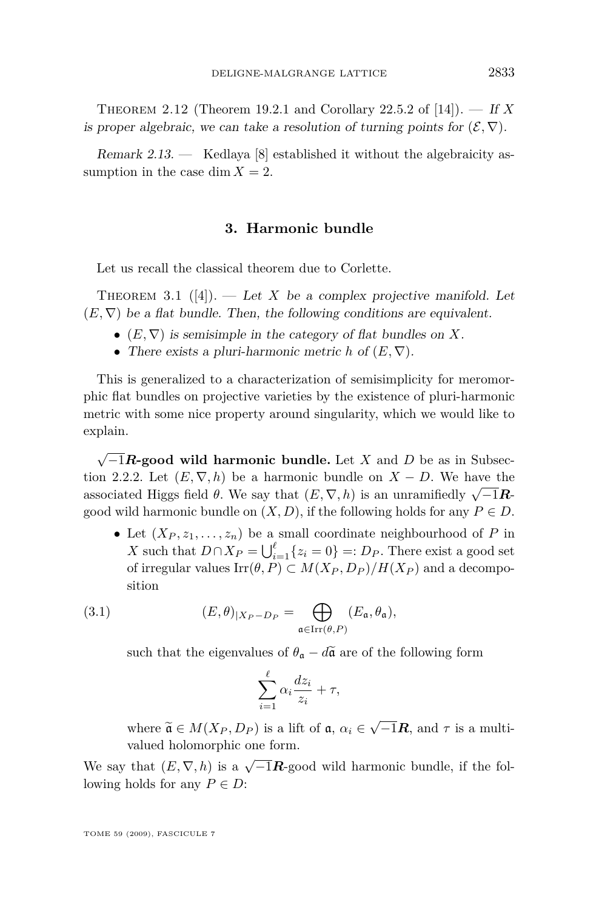Theorem 2.12 (Theorem 19.2.1 and Corollary 22.5.2 of [14]). — *If $X$ is proper algebraic, we can take a resolution of turning points for $(\mathcal{E},\nabla)$.*

*Remark 2.13.* — Kedlaya [8] established it without the algebraicity assumption in the case $\dim X = 2$.

## 3. Harmonic bundle

Let us recall the classical theorem due to Corlette.

Theorem 3.1 ([4]). — *Let $X$ be a complex projective manifold. Let $(E,\nabla)$ be a flat bundle. Then, the following conditions are equivalent.*

- *$(E,\nabla)$ is semisimple in the category of flat bundles on $X$.*
- *There exists a pluri-harmonic metric $h$ of $(E,\nabla)$.*

This is generalized to a characterization of semisimplicity for meromorphic flat bundles on projective varieties by the existence of pluri-harmonic metric with some nice property around singularity, which we would like to explain.

**$\sqrt{-1}\boldsymbol{R}$-good wild harmonic bundle.** Let $X$ and $D$ be as in Subsection 2.2.2. Let $(E,\nabla,h)$ be a harmonic bundle on $X-D$. We have the associated Higgs field $\theta$. We say that $(E,\nabla,h)$ is an unramifiedly $\sqrt{-1}\boldsymbol{R}$-good wild harmonic bundle on $(X,D)$, if the following holds for any $P\in D$.

- Let $(X_P,z_1,\dots,z_n)$ be a small coordinate neighbourhood of $P$ in $X$ such that $D\cap X_P=\bigcup_{i=1}^{\ell}\{z_i=0\}=:D_P$. There exist a good set of irregular values $\operatorname{Irr}(\theta,P)\subset M(X_P,D_P)/H(X_P)$ and a decomposition

$$(E,\theta)_{|X_P-D_P}=\bigoplus_{\mathfrak{a}\in\operatorname{Irr}(\theta,P)}(E_{\mathfrak{a}},\theta_{\mathfrak{a}}), \tag{3.1}$$

  such that the eigenvalues of $\theta_{\mathfrak{a}}-d\widetilde{\mathfrak{a}}$ are of the following form

$$\sum_{i=1}^{\ell}\alpha_i\frac{dz_i}{z_i}+\tau,$$

  where $\widetilde{\mathfrak{a}}\in M(X_P,D_P)$ is a lift of $\mathfrak{a}$, $\alpha_i\in\sqrt{-1}\boldsymbol{R}$, and $\tau$ is a multi-valued holomorphic one form.

We say that $(E,\nabla,h)$ is a $\sqrt{-1}\boldsymbol{R}$-good wild harmonic bundle, if the following holds for any $P\in D$: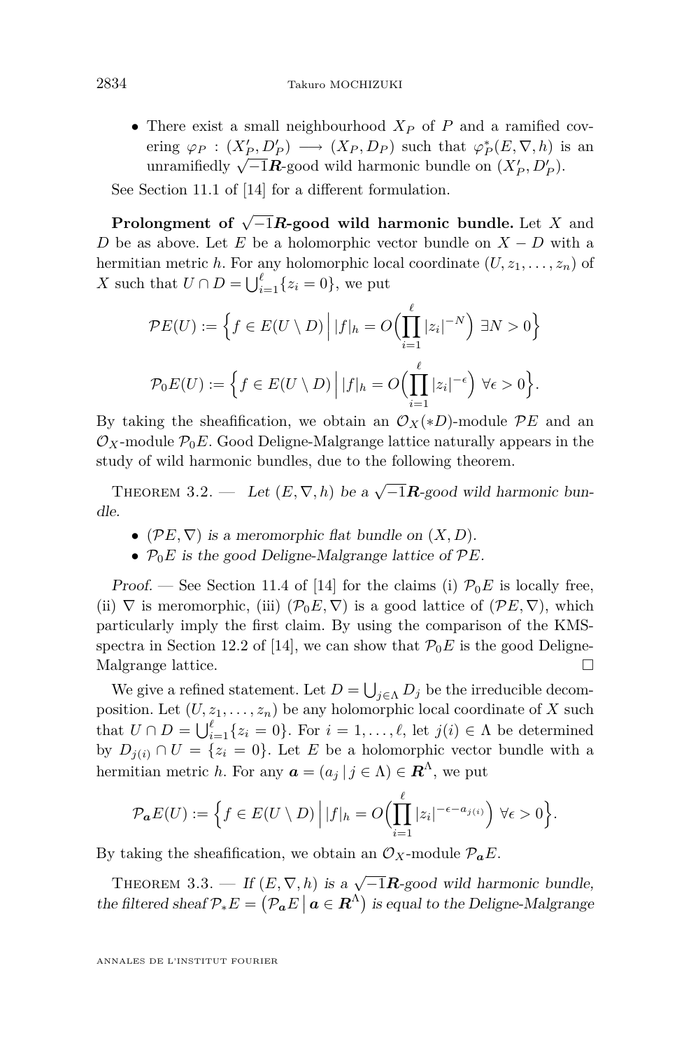- There exist a small neighbourhood $X_P$ of $P$ and a ramified covering $\varphi_P : (X'_P, D'_P) \longrightarrow (X_P, D_P)$ such that $\varphi_P^*(E, \nabla, h)$ is an unramifiedly $\sqrt{-1}\boldsymbol{R}$-good wild harmonic bundle on $(X'_P, D'_P)$.

See Section 11.1 of [14] for a different formulation.

**Prolongment of $\sqrt{-1}\boldsymbol{R}$-good wild harmonic bundle.** Let $X$ and $D$ be as above. Let $E$ be a holomorphic vector bundle on $X - D$ with a hermitian metric $h$. For any holomorphic local coordinate $(U, z_1, \dots, z_n)$ of $X$ such that $U \cap D = \bigcup_{i=1}^{\ell}\{z_i = 0\}$, we put

$$\mathcal{P}E(U) := \Big\{ f \in E(U \setminus D) \,\Big|\, |f|_h = O\Big(\prod_{i=1}^{\ell} |z_i|^{-N}\Big) \ \exists N > 0 \Big\}$$

$$\mathcal{P}_0E(U) := \Big\{ f \in E(U \setminus D) \,\Big|\, |f|_h = O\Big(\prod_{i=1}^{\ell} |z_i|^{-\epsilon}\Big) \ \forall \epsilon > 0 \Big\}.$$

By taking the sheafification, we obtain an $\mathcal{O}_X(*D)$-module $\mathcal{P}E$ and an $\mathcal{O}_X$-module $\mathcal{P}_0E$. Good Deligne-Malgrange lattice naturally appears in the study of wild harmonic bundles, due to the following theorem.

Theorem 3.2. — *Let $(E, \nabla, h)$ be a $\sqrt{-1}\boldsymbol{R}$-good wild harmonic bundle.*

- *$(\mathcal{P}E, \nabla)$ is a meromorphic flat bundle on $(X, D)$.*
- *$\mathcal{P}_0E$ is the good Deligne-Malgrange lattice of $\mathcal{P}E$.*

*Proof.* — See Section 11.4 of [14] for the claims (i) $\mathcal{P}_0E$ is locally free, (ii) $\nabla$ is meromorphic, (iii) $(\mathcal{P}_0E, \nabla)$ is a good lattice of $(\mathcal{P}E, \nabla)$, which particularly imply the first claim. By using the comparison of the KMS-spectra in Section 12.2 of [14], we can show that $\mathcal{P}_0E$ is the good Deligne-Malgrange lattice. □

We give a refined statement. Let $D = \bigcup_{j \in \Lambda} D_j$ be the irreducible decomposition. Let $(U, z_1, \dots, z_n)$ be any holomorphic local coordinate of $X$ such that $U \cap D = \bigcup_{i=1}^{\ell}\{z_i = 0\}$. For $i = 1, \dots, \ell$, let $j(i) \in \Lambda$ be determined by $D_{j(i)} \cap U = \{z_i = 0\}$. Let $E$ be a holomorphic vector bundle with a hermitian metric $h$. For any $\boldsymbol{a} = (a_j \,|\, j \in \Lambda) \in \boldsymbol{R}^{\Lambda}$, we put

$$\mathcal{P}_{\boldsymbol{a}}E(U) := \Big\{ f \in E(U \setminus D) \,\Big|\, |f|_h = O\Big(\prod_{i=1}^{\ell} |z_i|^{-\epsilon - a_{j(i)}}\Big) \ \forall \epsilon > 0 \Big\}.$$

By taking the sheafification, we obtain an $\mathcal{O}_X$-module $\mathcal{P}_{\boldsymbol{a}}E$.

Theorem 3.3. — *If $(E, \nabla, h)$ is a $\sqrt{-1}\boldsymbol{R}$-good wild harmonic bundle, the filtered sheaf $\mathcal{P}_*E = \big(\mathcal{P}_{\boldsymbol{a}}E \,\big|\, \boldsymbol{a} \in \boldsymbol{R}^{\Lambda}\big)$ is equal to the Deligne-Malgrange*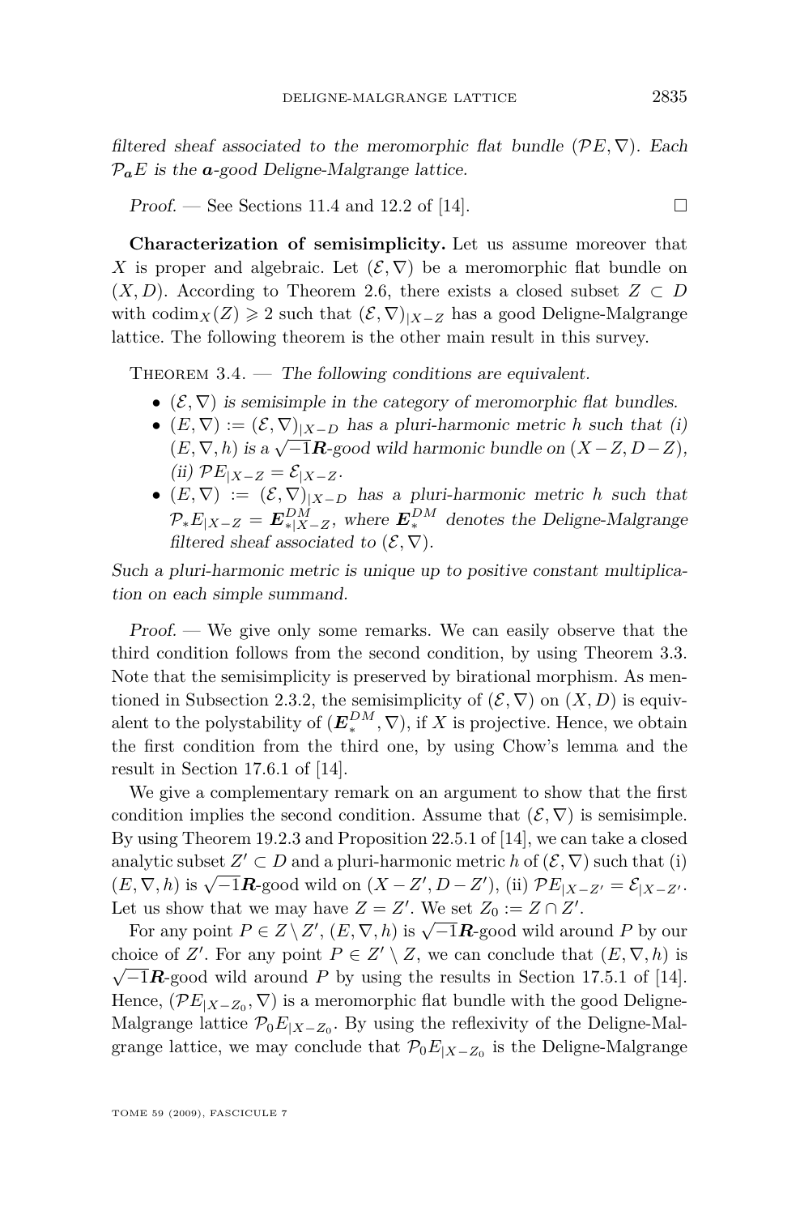*filtered sheaf associated to the meromorphic flat bundle* $(\mathcal{P}E, \nabla)$. *Each* $\mathcal{P}_{\boldsymbol{a}}E$ *is the* $\boldsymbol{a}$*-good Deligne-Malgrange lattice.*

*Proof.* — See Sections 11.4 and 12.2 of [14]. □

**Characterization of semisimplicity.** Let us assume moreover that $X$ is proper and algebraic. Let $(\mathcal{E}, \nabla)$ be a meromorphic flat bundle on $(X, D)$. According to Theorem 2.6, there exists a closed subset $Z \subset D$ with $\operatorname{codim}_X(Z) \geqslant 2$ such that $(\mathcal{E}, \nabla)_{|X-Z}$ has a good Deligne-Malgrange lattice. The following theorem is the other main result in this survey.

Theorem 3.4. — *The following conditions are equivalent.*

- $(\mathcal{E}, \nabla)$ *is semisimple in the category of meromorphic flat bundles.*
- $(E, \nabla) := (\mathcal{E}, \nabla)_{|X-D}$ *has a pluri-harmonic metric* $h$ *such that (i)* $(E, \nabla, h)$ *is a* $\sqrt{-1}\boldsymbol{R}$*-good wild harmonic bundle on* $(X-Z, D-Z)$*, (ii)* $\mathcal{P}E_{|X-Z} = \mathcal{E}_{|X-Z}$.
- $(E, \nabla) := (\mathcal{E}, \nabla)_{|X-D}$ *has a pluri-harmonic metric* $h$ *such that* $\mathcal{P}_*E_{|X-Z} = \boldsymbol{E}^{DM}_{*|X-Z}$*, where* $\boldsymbol{E}^{DM}_*$ *denotes the Deligne-Malgrange filtered sheaf associated to* $(\mathcal{E}, \nabla)$.

*Such a pluri-harmonic metric is unique up to positive constant multiplication on each simple summand.*

*Proof.* — We give only some remarks. We can easily observe that the third condition follows from the second condition, by using Theorem 3.3. Note that the semisimplicity is preserved by birational morphism. As mentioned in Subsection 2.3.2, the semisimplicity of $(\mathcal{E}, \nabla)$ on $(X, D)$ is equivalent to the polystability of $(\boldsymbol{E}^{DM}_*, \nabla)$, if $X$ is projective. Hence, we obtain the first condition from the third one, by using Chow's lemma and the result in Section 17.6.1 of [14].

We give a complementary remark on an argument to show that the first condition implies the second condition. Assume that $(\mathcal{E}, \nabla)$ is semisimple. By using Theorem 19.2.3 and Proposition 22.5.1 of [14], we can take a closed analytic subset $Z' \subset D$ and a pluri-harmonic metric $h$ of $(\mathcal{E}, \nabla)$ such that (i) $(E, \nabla, h)$ is $\sqrt{-1}\boldsymbol{R}$-good wild on $(X - Z', D - Z')$, (ii) $\mathcal{P}E_{|X-Z'} = \mathcal{E}_{|X-Z'}$. Let us show that we may have $Z = Z'$. We set $Z_0 := Z \cap Z'$.

For any point $P \in Z \setminus Z'$, $(E, \nabla, h)$ is $\sqrt{-1}\boldsymbol{R}$-good wild around $P$ by our choice of $Z'$. For any point $P \in Z' \setminus Z$, we can conclude that $(E, \nabla, h)$ is $\sqrt{-1}\boldsymbol{R}$-good wild around $P$ by using the results in Section 17.5.1 of [14]. Hence, $(\mathcal{P}E_{|X-Z_0}, \nabla)$ is a meromorphic flat bundle with the good Deligne-Malgrange lattice $\mathcal{P}_0E_{|X-Z_0}$. By using the reflexivity of the Deligne-Malgrange lattice, we may conclude that $\mathcal{P}_0E_{|X-Z_0}$ is the Deligne-Malgrange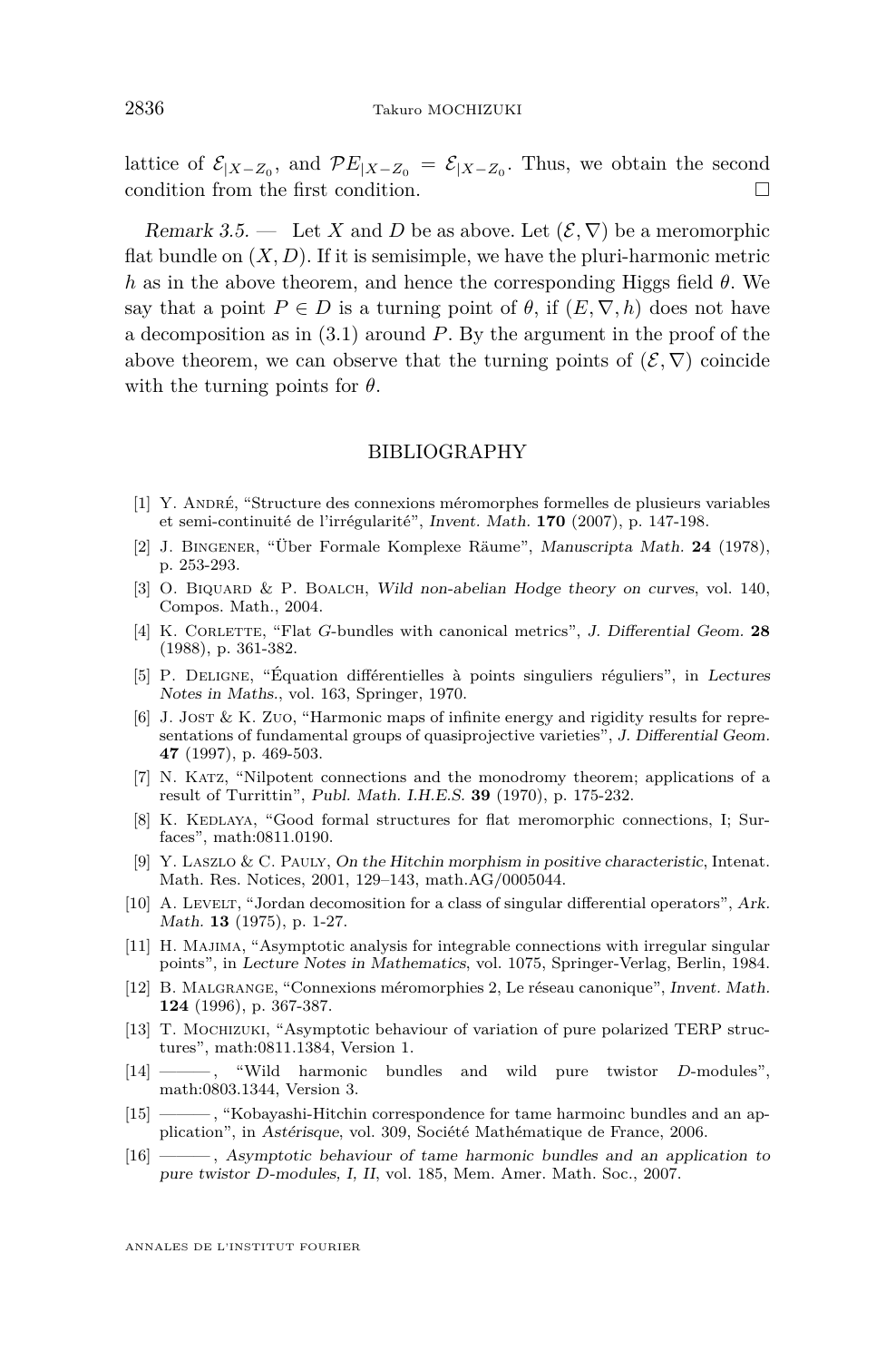lattice of $\mathcal{E}_{|X-Z_0}$, and $\mathcal{P}E_{|X-Z_0} = \mathcal{E}_{|X-Z_0}$. Thus, we obtain the second condition from the first condition. $\square$

*Remark 3.5.* — Let $X$ and $D$ be as above. Let $(\mathcal{E}, \nabla)$ be a meromorphic flat bundle on $(X, D)$. If it is semisimple, we have the pluri-harmonic metric $h$ as in the above theorem, and hence the corresponding Higgs field $\theta$. We say that a point $P \in D$ is a turning point of $\theta$, if $(E, \nabla, h)$ does not have a decomposition as in (3.1) around $P$. By the argument in the proof of the above theorem, we can observe that the turning points of $(\mathcal{E}, \nabla)$ coincide with the turning points for $\theta$.

## BIBLIOGRAPHY

[1] Y. André, "Structure des connexions méromorphes formelles de plusieurs variables et semi-continuité de l'irrégularité", *Invent. Math.* **170** (2007), p. 147-198.

[2] J. Bingener, "Über Formale Komplexe Räume", *Manuscripta Math.* **24** (1978), p. 253-293.

[3] O. Biquard & P. Boalch, *Wild non-abelian Hodge theory on curves*, vol. 140, Compos. Math., 2004.

[4] K. Corlette, "Flat $G$-bundles with canonical metrics", *J. Differential Geom.* **28** (1988), p. 361-382.

[5] P. Deligne, "Équation différentielles à points singuliers réguliers", in *Lectures Notes in Maths.*, vol. 163, Springer, 1970.

[6] J. Jost & K. Zuo, "Harmonic maps of infinite energy and rigidity results for representations of fundamental groups of quasiprojective varieties", *J. Differential Geom.* **47** (1997), p. 469-503.

[7] N. Katz, "Nilpotent connections and the monodromy theorem; applications of a result of Turrittin", *Publ. Math. I.H.E.S.* **39** (1970), p. 175-232.

[8] K. Kedlaya, "Good formal structures for flat meromorphic connections, I; Surfaces", math:0811.0190.

[9] Y. Laszlo & C. Pauly, *On the Hitchin morphism in positive characteristic*, Intenat. Math. Res. Notices, 2001, 129–143, math.AG/0005044.

[10] A. Levelt, "Jordan decomosition for a class of singular differential operators", *Ark. Math.* **13** (1975), p. 1-27.

[11] H. Majima, "Asymptotic analysis for integrable connections with irregular singular points", in *Lecture Notes in Mathematics*, vol. 1075, Springer-Verlag, Berlin, 1984.

[12] B. Malgrange, "Connexions méromorphies 2, Le réseau canonique", *Invent. Math.* **124** (1996), p. 367-387.

[13] T. Mochizuki, "Asymptotic behaviour of variation of pure polarized TERP structures", math:0811.1384, Version 1.

[14] ———, "Wild harmonic bundles and wild pure twistor $D$-modules", math:0803.1344, Version 3.

[15] ———, "Kobayashi-Hitchin correspondence for tame harmoinc bundles and an application", in *Astérisque*, vol. 309, Société Mathématique de France, 2006.

[16] ———, *Asymptotic behaviour of tame harmonic bundles and an application to pure twistor D-modules, I, II*, vol. 185, Mem. Amer. Math. Soc., 2007.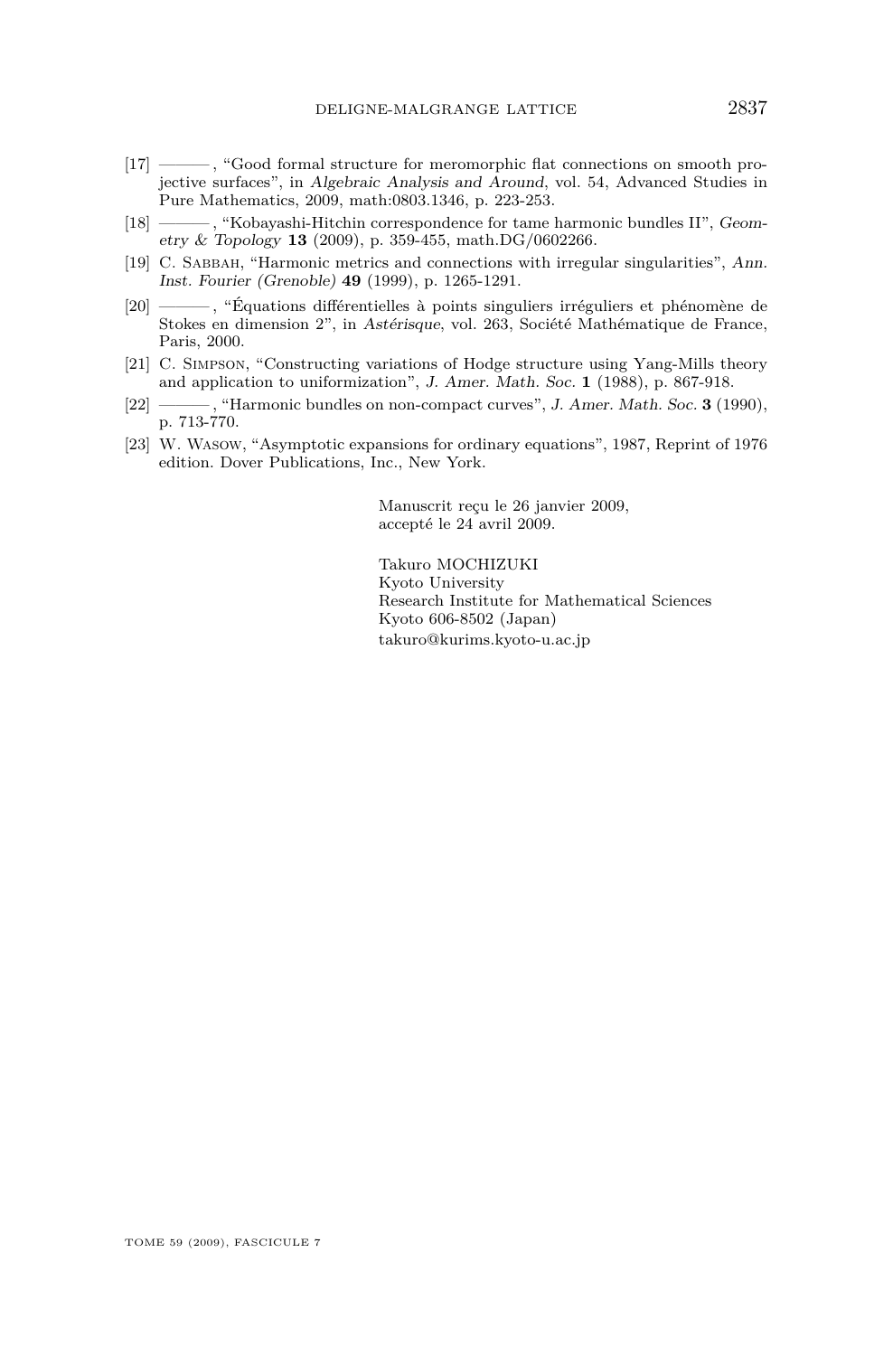[17] ———, "Good formal structure for meromorphic flat connections on smooth projective surfaces", in *Algebraic Analysis and Around*, vol. 54, Advanced Studies in Pure Mathematics, 2009, math:0803.1346, p. 223-253.

[18] ———, "Kobayashi-Hitchin correspondence for tame harmonic bundles II", *Geometry & Topology* **13** (2009), p. 359-455, math.DG/0602266.

[19] C. Sabbah, "Harmonic metrics and connections with irregular singularities", *Ann. Inst. Fourier (Grenoble)* **49** (1999), p. 1265-1291.

[20] ———, "Équations différentielles à points singuliers irréguliers et phénomène de Stokes en dimension 2", in *Astérisque*, vol. 263, Société Mathématique de France, Paris, 2000.

[21] C. Simpson, "Constructing variations of Hodge structure using Yang-Mills theory and application to uniformization", *J. Amer. Math. Soc.* **1** (1988), p. 867-918.

[22] ———, "Harmonic bundles on non-compact curves", *J. Amer. Math. Soc.* **3** (1990), p. 713-770.

[23] W. Wasow, "Asymptotic expansions for ordinary equations", 1987, Reprint of 1976 edition. Dover Publications, Inc., New York.

Manuscrit reçu le 26 janvier 2009,
accepté le 24 avril 2009.

Takuro MOCHIZUKI
Kyoto University
Research Institute for Mathematical Sciences
Kyoto 606-8502 (Japan)
takuro@kurims.kyoto-u.ac.jp